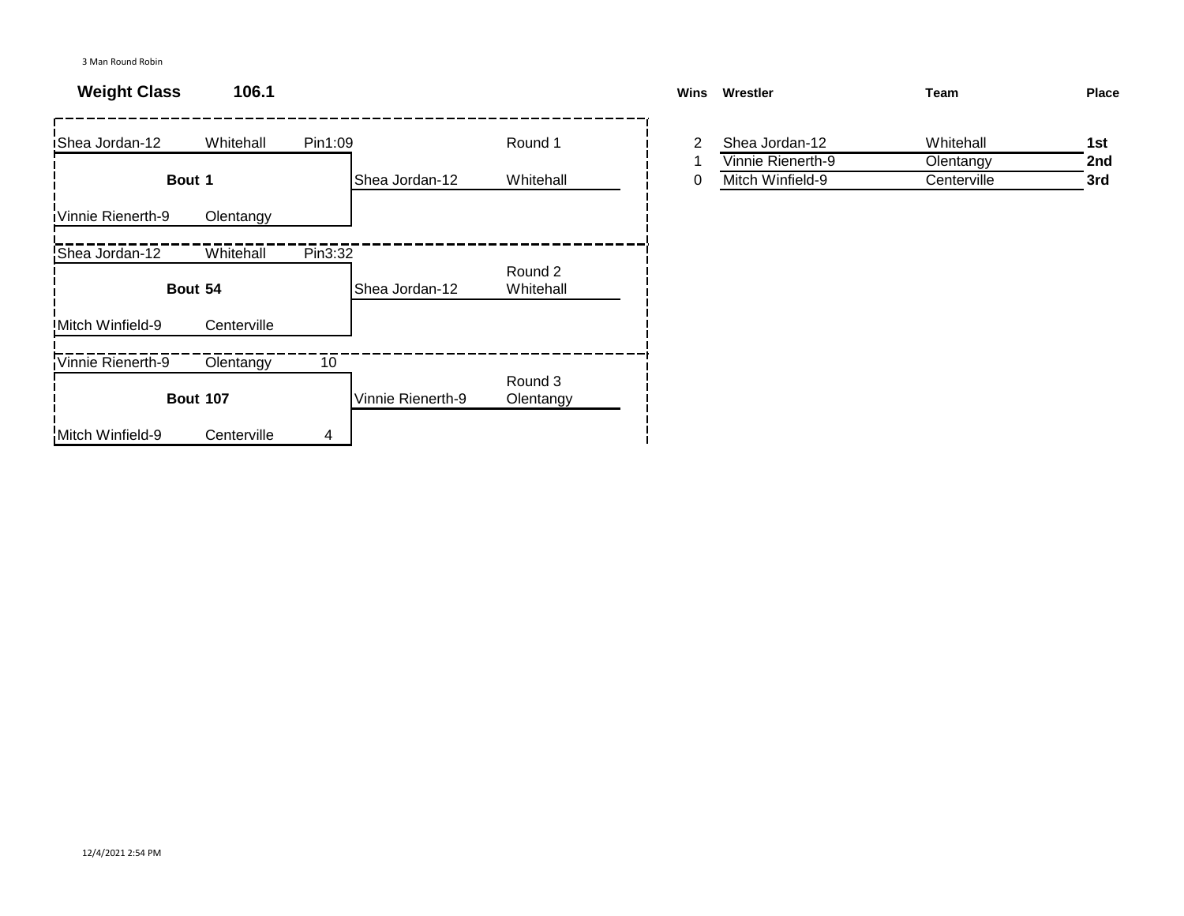3 Man Round Robin

**Weight Class** **106.1**

| Wrestler | Team | Result | Winner | |
|---|---|---|---|---|
| Shea Jordan-12 | Whitehall | Pin1:09 | | Round 1 |
| **Bout 1** | | | Shea Jordan-12 | Whitehall |
| Vinnie Rienerth-9 | Olentangy | | | |

| Wrestler | Team | Result | Winner | |
|---|---|---|---|---|
| Shea Jordan-12 | Whitehall | Pin3:32 | | Round 2 |
| **Bout 54** | | | Shea Jordan-12 | Whitehall |
| Mitch Winfield-9 | Centerville | | | |

| Wrestler | Team | Result | Winner | |
|---|---|---|---|---|
| Vinnie Rienerth-9 | Olentangy | 10 | | Round 3 |
| **Bout 107** | | | Vinnie Rienerth-9 | Olentangy |
| Mitch Winfield-9 | Centerville | 4 | | |

| Wins | Wrestler | Team | Place |
|---|---|---|---|
| 2 | Shea Jordan-12 | Whitehall | **1st** |
| 1 | Vinnie Rienerth-9 | Olentangy | **2nd** |
| 0 | Mitch Winfield-9 | Centerville | **3rd** |

12/4/2021 2:54 PM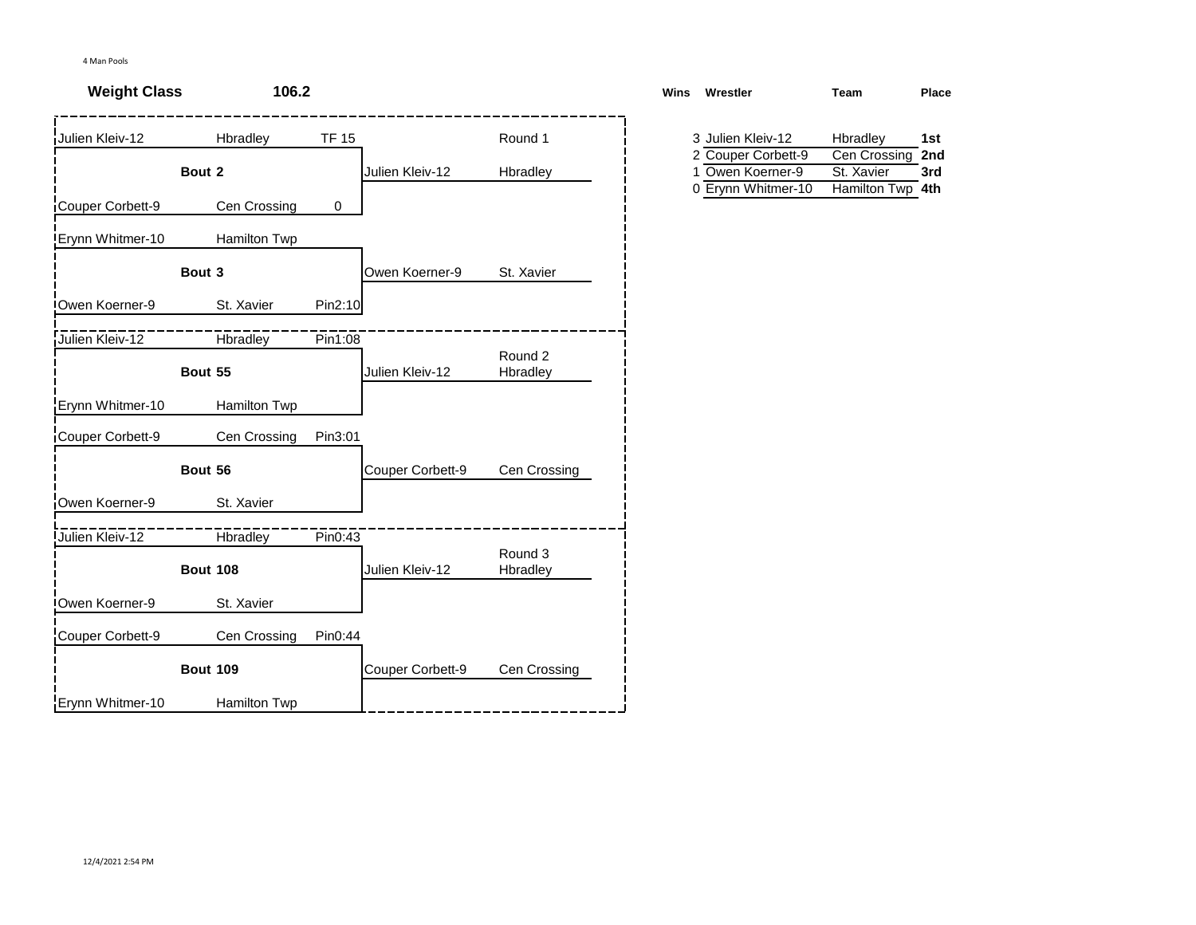4 Man Pools

**Weight Class** **106.2**

### Round 1

| Wrestler | Team | Result |
|---|---|---|
| Julien Kleiv-12 | Hbradley | TF 15 |
| **Bout 2** | | |
| Couper Corbett-9 | Cen Crossing | 0 |

Winner: Julien Kleiv-12 — Hbradley

| Wrestler | Team | Result |
|---|---|---|
| Erynn Whitmer-10 | Hamilton Twp | |
| **Bout 3** | | |
| Owen Koerner-9 | St. Xavier | Pin2:10 |

Winner: Owen Koerner-9 — St. Xavier

### Round 2

| Wrestler | Team | Result |
|---|---|---|
| Julien Kleiv-12 | Hbradley | Pin1:08 |
| **Bout 55** | | |
| Erynn Whitmer-10 | Hamilton Twp | |

Winner: Julien Kleiv-12 — Hbradley

| Wrestler | Team | Result |
|---|---|---|
| Couper Corbett-9 | Cen Crossing | Pin3:01 |
| **Bout 56** | | |
| Owen Koerner-9 | St. Xavier | |

Winner: Couper Corbett-9 — Cen Crossing

### Round 3

| Wrestler | Team | Result |
|---|---|---|
| Julien Kleiv-12 | Hbradley | Pin0:43 |
| **Bout 108** | | |
| Owen Koerner-9 | St. Xavier | |

Winner: Julien Kleiv-12 — Hbradley

| Wrestler | Team | Result |
|---|---|---|
| Couper Corbett-9 | Cen Crossing | Pin0:44 |
| **Bout 109** | | |
| Erynn Whitmer-10 | Hamilton Twp | |

Winner: Couper Corbett-9 — Cen Crossing

### Standings

| Wins | Wrestler | Team | Place |
|---|---|---|---|
| 3 | Julien Kleiv-12 | Hbradley | **1st** |
| 2 | Couper Corbett-9 | Cen Crossing | **2nd** |
| 1 | Owen Koerner-9 | St. Xavier | **3rd** |
| 0 | Erynn Whitmer-10 | Hamilton Twp | **4th** |

12/4/2021 2:54 PM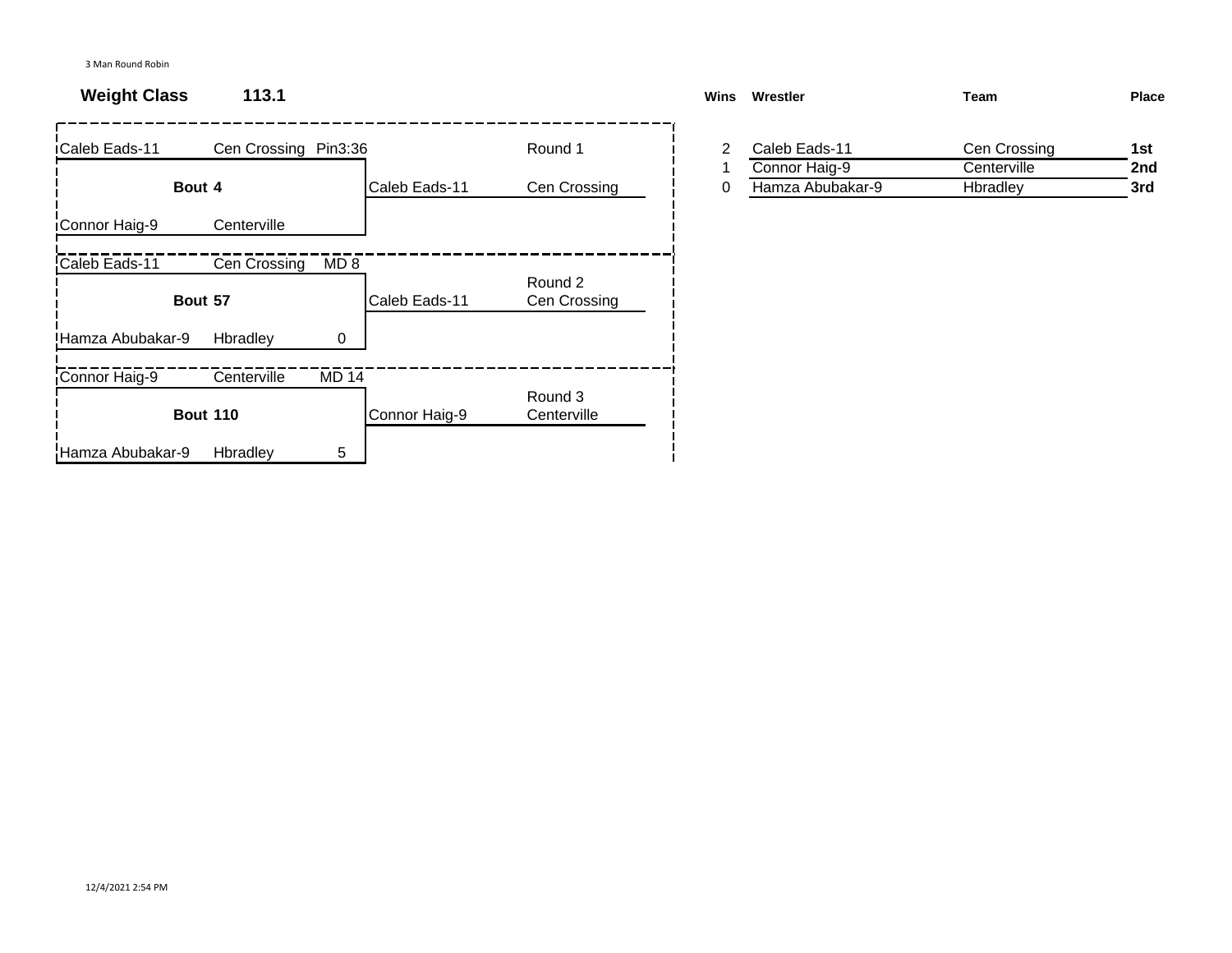3 Man Round Robin

**Weight Class** **113.1**

| Wrestler | Team | Result | Winner | Round |
|---|---|---|---|---|
| Caleb Eads-11 | Cen Crossing | Pin3:36 | | Round 1 |
| **Bout 4** | | | Caleb Eads-11 | Cen Crossing |
| Connor Haig-9 | Centerville | | | |
| Caleb Eads-11 | Cen Crossing | MD 8 | | |
| **Bout 57** | | | Caleb Eads-11 | Round 2 Cen Crossing |
| Hamza Abubakar-9 | Hbradley | 0 | | |
| Connor Haig-9 | Centerville | MD 14 | | |
| **Bout 110** | | | Connor Haig-9 | Round 3 Centerville |
| Hamza Abubakar-9 | Hbradley | 5 | | |

| Wins | Wrestler | Team | Place |
|---|---|---|---|
| 2 | Caleb Eads-11 | Cen Crossing | **1st** |
| 1 | Connor Haig-9 | Centerville | **2nd** |
| 0 | Hamza Abubakar-9 | Hbradley | **3rd** |

12/4/2021 2:54 PM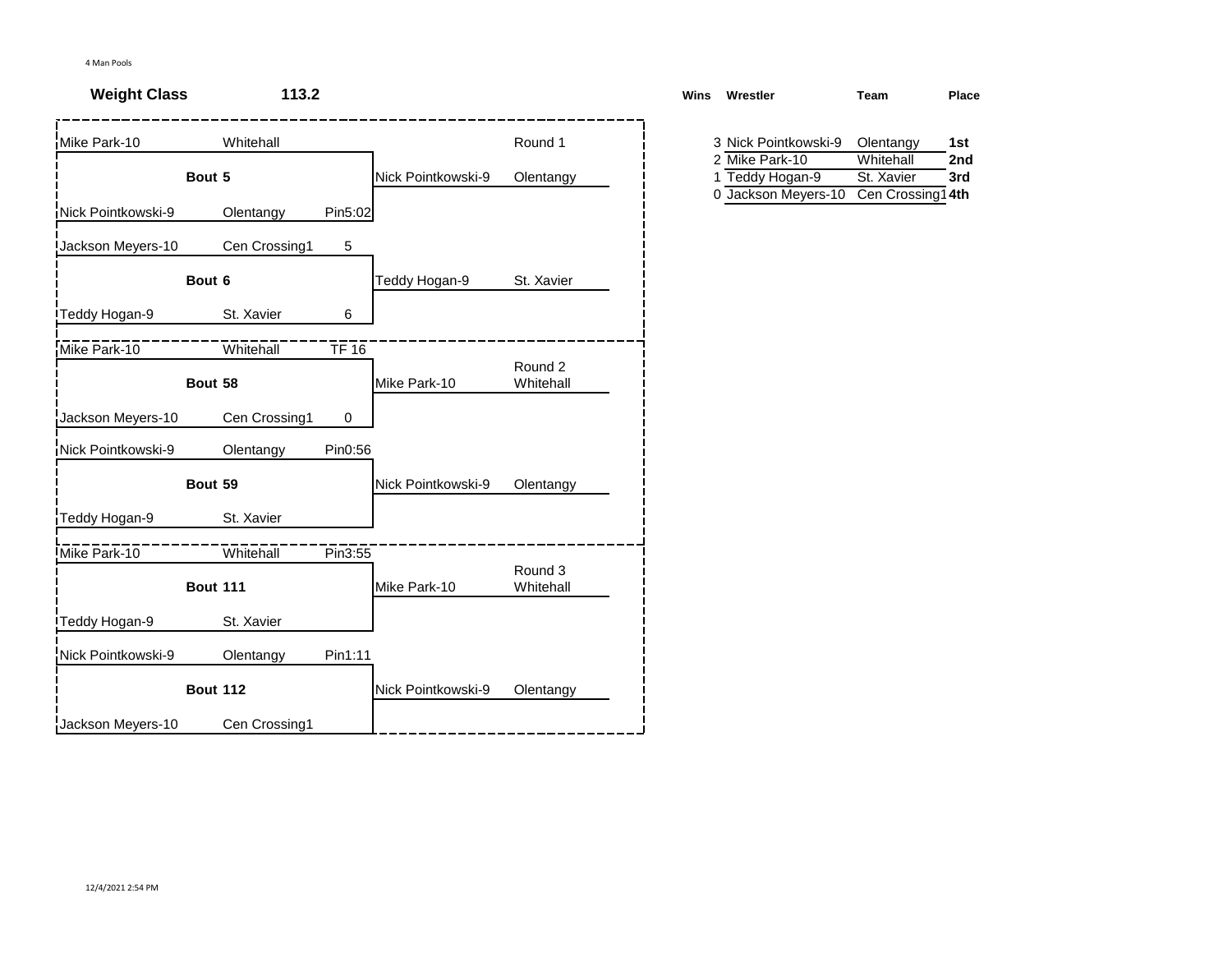4 Man Pools

**Weight Class** **113.2**

## Round 1

| Wrestler | Team | Score | Bout | Winner | Team |
|---|---|---|---|---|---|
| Mike Park-10 | Whitehall | | **Bout 5** | Nick Pointkowski-9 | Olentangy |
| Nick Pointkowski-9 | Olentangy | Pin5:02 | | | |
| Jackson Meyers-10 | Cen Crossing1 | 5 | **Bout 6** | Teddy Hogan-9 | St. Xavier |
| Teddy Hogan-9 | St. Xavier | 6 | | | |

## Round 2

| Wrestler | Team | Score | Bout | Winner | Team |
|---|---|---|---|---|---|
| Mike Park-10 | Whitehall | TF 16 | **Bout 58** | Mike Park-10 | Whitehall |
| Jackson Meyers-10 | Cen Crossing1 | 0 | | | |
| Nick Pointkowski-9 | Olentangy | Pin0:56 | **Bout 59** | Nick Pointkowski-9 | Olentangy |
| Teddy Hogan-9 | St. Xavier | | | | |

## Round 3

| Wrestler | Team | Score | Bout | Winner | Team |
|---|---|---|---|---|---|
| Mike Park-10 | Whitehall | Pin3:55 | **Bout 111** | Mike Park-10 | Whitehall |
| Teddy Hogan-9 | St. Xavier | | | | |
| Nick Pointkowski-9 | Olentangy | Pin1:11 | **Bout 112** | Nick Pointkowski-9 | Olentangy |
| Jackson Meyers-10 | Cen Crossing1 | | | | |

| Wins | Wrestler | Team | Place |
|---|---|---|---|
| 3 | Nick Pointkowski-9 | Olentangy | **1st** |
| 2 | Mike Park-10 | Whitehall | **2nd** |
| 1 | Teddy Hogan-9 | St. Xavier | **3rd** |
| 0 | Jackson Meyers-10 | Cen Crossing1 | **4th** |

12/4/2021 2:54 PM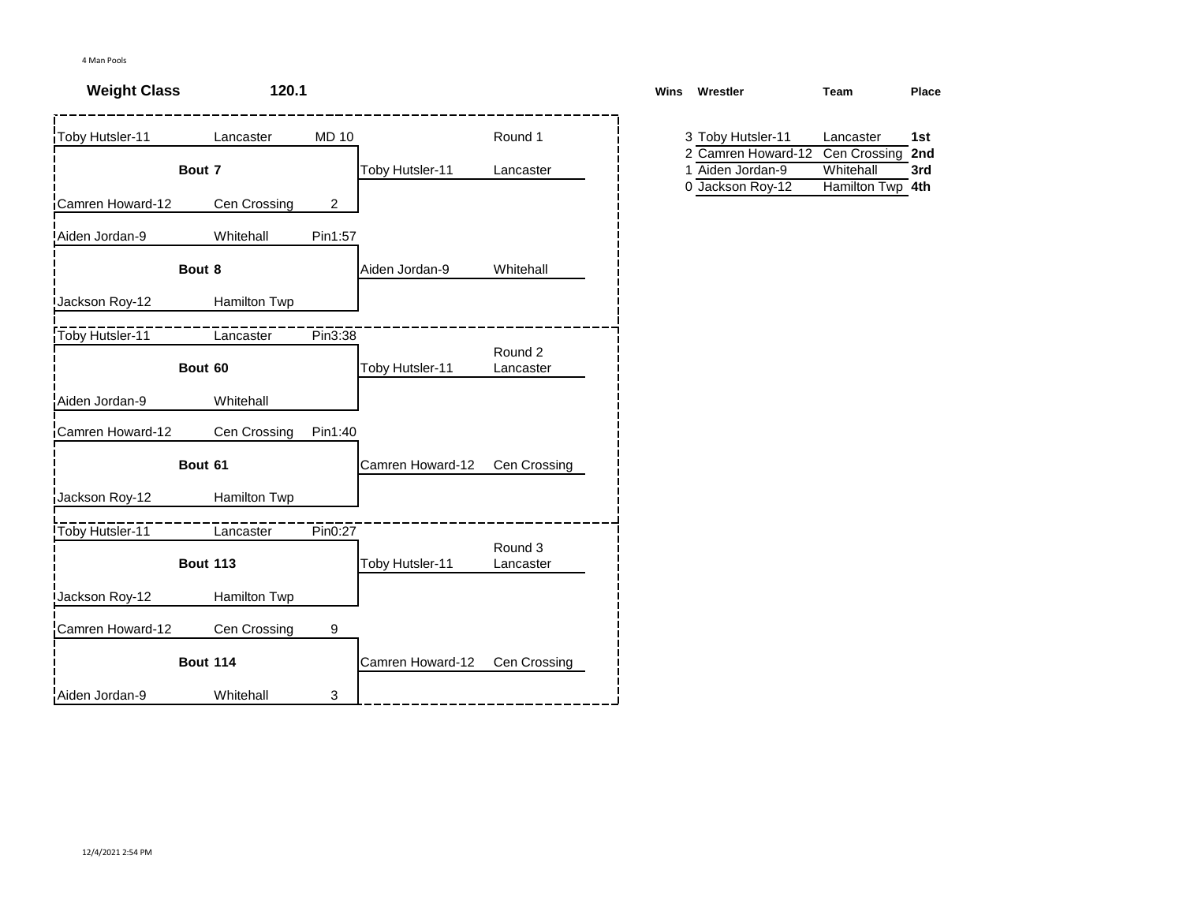4 Man Pools

**Weight Class** **120.1**

**Round 1**

| Wrestler | Team | Result | Bout | Winner | Team |
|---|---|---|---|---|---|
| Toby Hutsler-11 | Lancaster | MD 10 | **Bout 7** | Toby Hutsler-11 | Lancaster |
| Camren Howard-12 | Cen Crossing | 2 | | | |
| Aiden Jordan-9 | Whitehall | Pin1:57 | **Bout 8** | Aiden Jordan-9 | Whitehall |
| Jackson Roy-12 | Hamilton Twp | | | | |

**Round 2**

| Wrestler | Team | Result | Bout | Winner | Team |
|---|---|---|---|---|---|
| Toby Hutsler-11 | Lancaster | Pin3:38 | **Bout 60** | Toby Hutsler-11 | Lancaster |
| Aiden Jordan-9 | Whitehall | | | | |
| Camren Howard-12 | Cen Crossing | Pin1:40 | **Bout 61** | Camren Howard-12 | Cen Crossing |
| Jackson Roy-12 | Hamilton Twp | | | | |

**Round 3**

| Wrestler | Team | Result | Bout | Winner | Team |
|---|---|---|---|---|---|
| Toby Hutsler-11 | Lancaster | Pin0:27 | **Bout 113** | Toby Hutsler-11 | Lancaster |
| Jackson Roy-12 | Hamilton Twp | | | | |
| Camren Howard-12 | Cen Crossing | 9 | **Bout 114** | Camren Howard-12 | Cen Crossing |
| Aiden Jordan-9 | Whitehall | 3 | | | |

| **Wins** | **Wrestler** | **Team** | **Place** |
|---|---|---|---|
| 3 | Toby Hutsler-11 | Lancaster | **1st** |
| 2 | Camren Howard-12 | Cen Crossing | **2nd** |
| 1 | Aiden Jordan-9 | Whitehall | **3rd** |
| 0 | Jackson Roy-12 | Hamilton Twp | **4th** |

12/4/2021 2:54 PM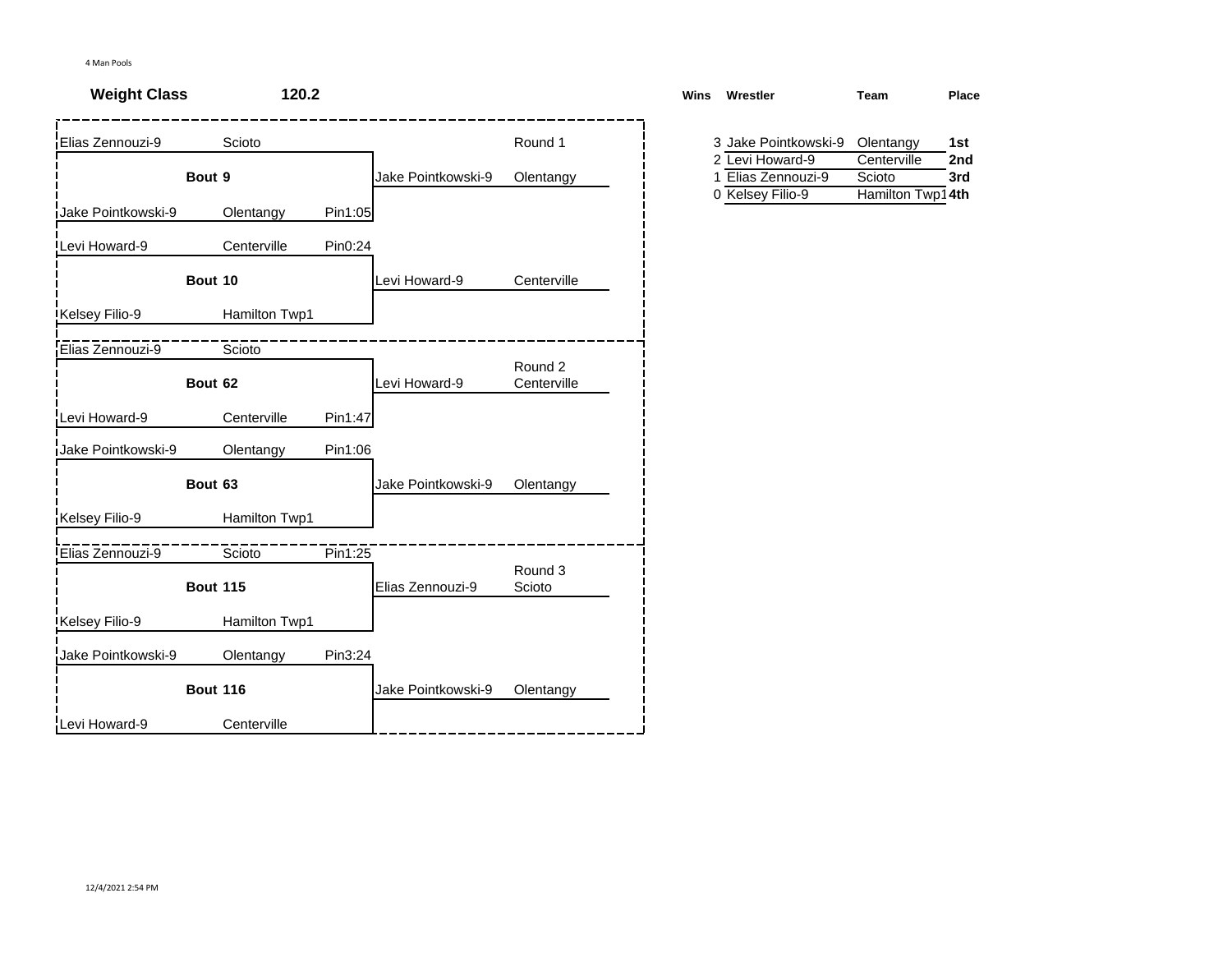4 Man Pools

**Weight Class** **120.2**

**Round 1**

| Wrestler | Team | Result | Winner | Winner Team |
| --- | --- | --- | --- | --- |
| Elias Zennouzi-9 | Scioto | | | |
| **Bout 9** | | | Jake Pointkowski-9 | Olentangy |
| Jake Pointkowski-9 | Olentangy | Pin1:05 | | |
| Levi Howard-9 | Centerville | Pin0:24 | | |
| **Bout 10** | | | Levi Howard-9 | Centerville |
| Kelsey Filio-9 | Hamilton Twp1 | | | |

**Round 2**

| Wrestler | Team | Result | Winner | Winner Team |
| --- | --- | --- | --- | --- |
| Elias Zennouzi-9 | Scioto | | | |
| **Bout 62** | | | Levi Howard-9 | Centerville |
| Levi Howard-9 | Centerville | Pin1:47 | | |
| Jake Pointkowski-9 | Olentangy | Pin1:06 | | |
| **Bout 63** | | | Jake Pointkowski-9 | Olentangy |
| Kelsey Filio-9 | Hamilton Twp1 | | | |

**Round 3**

| Wrestler | Team | Result | Winner | Winner Team |
| --- | --- | --- | --- | --- |
| Elias Zennouzi-9 | Scioto | Pin1:25 | | |
| **Bout 115** | | | Elias Zennouzi-9 | Scioto |
| Kelsey Filio-9 | Hamilton Twp1 | | | |
| Jake Pointkowski-9 | Olentangy | Pin3:24 | | |
| **Bout 116** | | | Jake Pointkowski-9 | Olentangy |
| Levi Howard-9 | Centerville | | | |

| Wins | Wrestler | Team | Place |
| --- | --- | --- | --- |
| 3 | Jake Pointkowski-9 | Olentangy | **1st** |
| 2 | Levi Howard-9 | Centerville | **2nd** |
| 1 | Elias Zennouzi-9 | Scioto | **3rd** |
| 0 | Kelsey Filio-9 | Hamilton Twp1 | **4th** |

12/4/2021 2:54 PM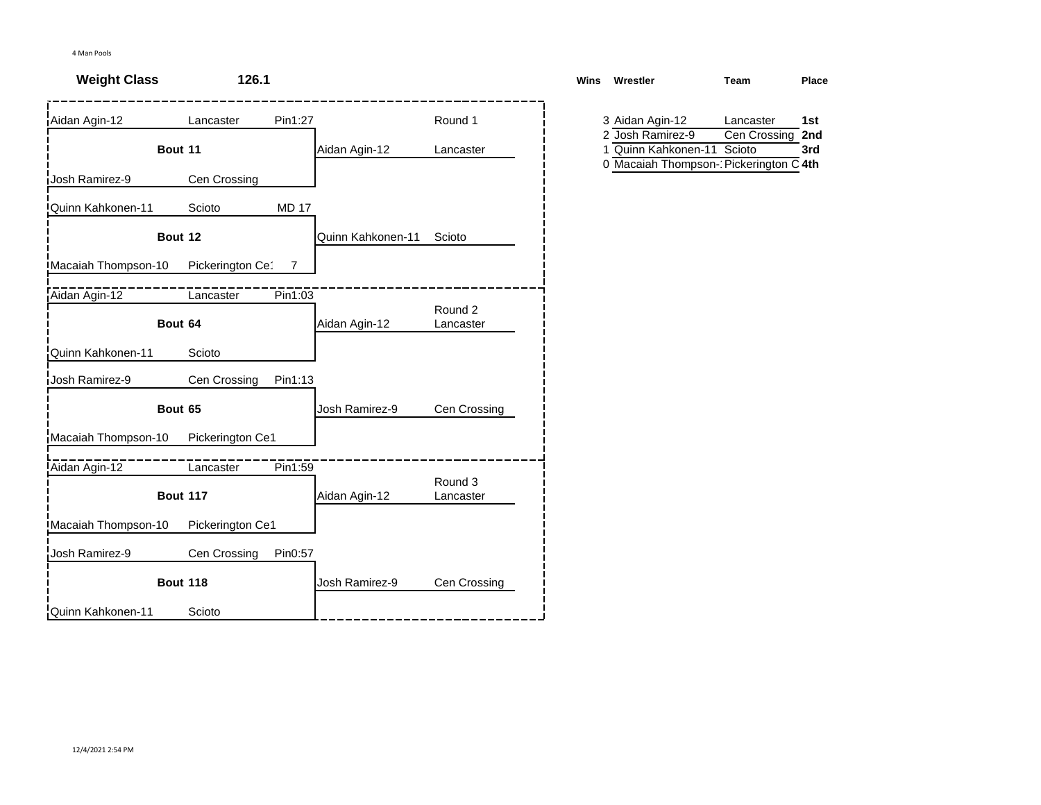4 Man Pools

**Weight Class** **126.1**

| Wrestler | Team | Result | Bout | Winner | Winner Team | Round |
|---|---|---|---|---|---|---|
| Aidan Agin-12 | Lancaster | Pin1:27 | Bout 11 | Aidan Agin-12 | Lancaster | Round 1 |
| Josh Ramirez-9 | Cen Crossing | | | | | |
| Quinn Kahkonen-11 | Scioto | MD 17 | Bout 12 | Quinn Kahkonen-11 | Scioto | |
| Macaiah Thompson-10 | Pickerington Ce1 | 7 | | | | |
| Aidan Agin-12 | Lancaster | Pin1:03 | Bout 64 | Aidan Agin-12 | Lancaster | Round 2 |
| Quinn Kahkonen-11 | Scioto | | | | | |
| Josh Ramirez-9 | Cen Crossing | Pin1:13 | Bout 65 | Josh Ramirez-9 | Cen Crossing | |
| Macaiah Thompson-10 | Pickerington Ce1 | | | | | |
| Aidan Agin-12 | Lancaster | Pin1:59 | Bout 117 | Aidan Agin-12 | Lancaster | Round 3 |
| Macaiah Thompson-10 | Pickerington Ce1 | | | | | |
| Josh Ramirez-9 | Cen Crossing | Pin0:57 | Bout 118 | Josh Ramirez-9 | Cen Crossing | |
| Quinn Kahkonen-11 | Scioto | | | | | |

| Wins | Wrestler | Team | Place |
|---|---|---|---|
| 3 | Aidan Agin-12 | Lancaster | 1st |
| 2 | Josh Ramirez-9 | Cen Crossing | 2nd |
| 1 | Quinn Kahkonen-11 | Scioto | 3rd |
| 0 | Macaiah Thompson-1 | Pickerington C | 4th |

12/4/2021 2:54 PM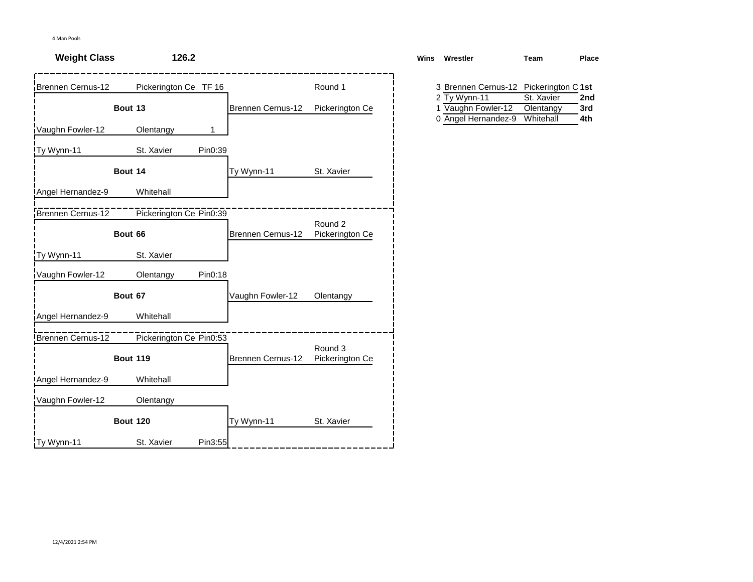4 Man Pools

**Weight Class** **126.2**

| Wrestler | Team | Result | Bout | Winner | Winner Team | Round |
|---|---|---|---|---|---|---|
| Brennen Cernus-12 | Pickerington Ce | TF 16 | Bout 13 | Brennen Cernus-12 | Pickerington Ce | Round 1 |
| Vaughn Fowler-12 | Olentangy | 1 | | | | |
| Ty Wynn-11 | St. Xavier | Pin0:39 | Bout 14 | Ty Wynn-11 | St. Xavier | |
| Angel Hernandez-9 | Whitehall | | | | | |
| Brennen Cernus-12 | Pickerington Ce | Pin0:39 | Bout 66 | Brennen Cernus-12 | Pickerington Ce | Round 2 |
| Ty Wynn-11 | St. Xavier | | | | | |
| Vaughn Fowler-12 | Olentangy | Pin0:18 | Bout 67 | Vaughn Fowler-12 | Olentangy | |
| Angel Hernandez-9 | Whitehall | | | | | |
| Brennen Cernus-12 | Pickerington Ce | Pin0:53 | Bout 119 | Brennen Cernus-12 | Pickerington Ce | Round 3 |
| Angel Hernandez-9 | Whitehall | | | | | |
| Vaughn Fowler-12 | Olentangy | | Bout 120 | Ty Wynn-11 | St. Xavier | |
| Ty Wynn-11 | St. Xavier | Pin3:55 | | | | |

| Wins | Wrestler | Team | Place |
|---|---|---|---|
| 3 | Brennen Cernus-12 | Pickerington C | 1st |
| 2 | Ty Wynn-11 | St. Xavier | 2nd |
| 1 | Vaughn Fowler-12 | Olentangy | 3rd |
| 0 | Angel Hernandez-9 | Whitehall | 4th |

12/4/2021 2:54 PM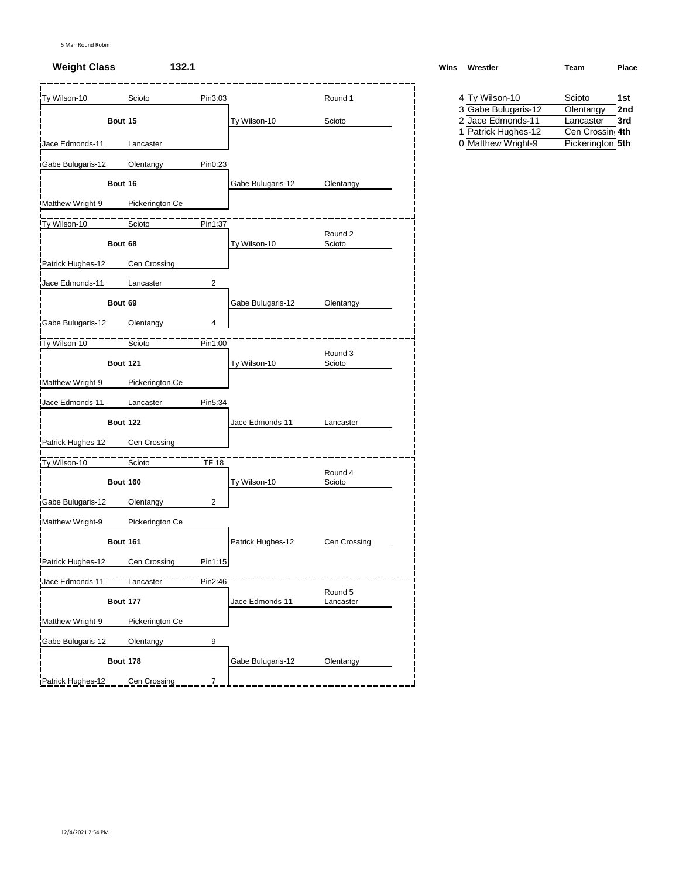5 Man Round Robin

**Weight Class** **132.1**

| Round | Bout | Wrestler 1 | Team 1 | Result | Wrestler 2 | Team 2 | Result | Winner | Winner Team |
|---|---|---|---|---|---|---|---|---|---|
| Round 1 | Bout 15 | Ty Wilson-10 | Scioto | Pin3:03 | Jace Edmonds-11 | Lancaster | | Ty Wilson-10 | Scioto |
| Round 1 | Bout 16 | Gabe Bulugaris-12 | Olentangy | Pin0:23 | Matthew Wright-9 | Pickerington Ce | | Gabe Bulugaris-12 | Olentangy |
| Round 2 | Bout 68 | Ty Wilson-10 | Scioto | Pin1:37 | Patrick Hughes-12 | Cen Crossing | | Ty Wilson-10 | Scioto |
| Round 2 | Bout 69 | Jace Edmonds-11 | Lancaster | 2 | Gabe Bulugaris-12 | Olentangy | 4 | Gabe Bulugaris-12 | Olentangy |
| Round 3 | Bout 121 | Ty Wilson-10 | Scioto | Pin1:00 | Matthew Wright-9 | Pickerington Ce | | Ty Wilson-10 | Scioto |
| Round 3 | Bout 122 | Jace Edmonds-11 | Lancaster | Pin5:34 | Patrick Hughes-12 | Cen Crossing | | Jace Edmonds-11 | Lancaster |
| Round 4 | Bout 160 | Ty Wilson-10 | Scioto | TF 18 | Gabe Bulugaris-12 | Olentangy | 2 | Ty Wilson-10 | Scioto |
| Round 4 | Bout 161 | Matthew Wright-9 | Pickerington Ce | | Patrick Hughes-12 | Cen Crossing | Pin1:15 | Patrick Hughes-12 | Cen Crossing |
| Round 5 | Bout 177 | Jace Edmonds-11 | Lancaster | Pin2:46 | Matthew Wright-9 | Pickerington Ce | | Jace Edmonds-11 | Lancaster |
| Round 5 | Bout 178 | Gabe Bulugaris-12 | Olentangy | 9 | Patrick Hughes-12 | Cen Crossing | 7 | Gabe Bulugaris-12 | Olentangy |

| Wins | Wrestler | Team | Place |
|---|---|---|---|
| 4 | Ty Wilson-10 | Scioto | 1st |
| 3 | Gabe Bulugaris-12 | Olentangy | 2nd |
| 2 | Jace Edmonds-11 | Lancaster | 3rd |
| 1 | Patrick Hughes-12 | Cen Crossing | 4th |
| 0 | Matthew Wright-9 | Pickerington | 5th |

12/4/2021 2:54 PM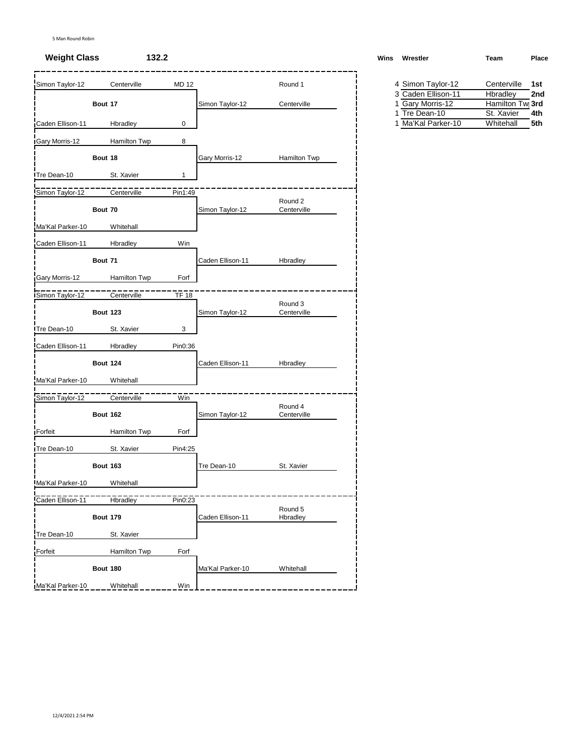5 Man Round Robin

**Weight Class** **132.2**

## Round 1

| Wrestler | Team | Score | Bout | Winner | Team |
|---|---|---|---|---|---|
| Simon Taylor-12 | Centerville | MD 12 | Bout 17 | Simon Taylor-12 | Centerville |
| Caden Ellison-11 | Hbradley | 0 | | | |
| Gary Morris-12 | Hamilton Twp | 8 | Bout 18 | Gary Morris-12 | Hamilton Twp |
| Tre Dean-10 | St. Xavier | 1 | | | |

## Round 2

| Wrestler | Team | Score | Bout | Winner | Team |
|---|---|---|---|---|---|
| Simon Taylor-12 | Centerville | Pin1:49 | Bout 70 | Simon Taylor-12 | Centerville |
| Ma'Kal Parker-10 | Whitehall | | | | |
| Caden Ellison-11 | Hbradley | Win | Bout 71 | Caden Ellison-11 | Hbradley |
| Gary Morris-12 | Hamilton Twp | Forf | | | |

## Round 3

| Wrestler | Team | Score | Bout | Winner | Team |
|---|---|---|---|---|---|
| Simon Taylor-12 | Centerville | TF 18 | Bout 123 | Simon Taylor-12 | Centerville |
| Tre Dean-10 | St. Xavier | 3 | | | |
| Caden Ellison-11 | Hbradley | Pin0:36 | Bout 124 | Caden Ellison-11 | Hbradley |
| Ma'Kal Parker-10 | Whitehall | | | | |

## Round 4

| Wrestler | Team | Score | Bout | Winner | Team |
|---|---|---|---|---|---|
| Simon Taylor-12 | Centerville | Win | Bout 162 | Simon Taylor-12 | Centerville |
| Forfeit | Hamilton Twp | Forf | | | |
| Tre Dean-10 | St. Xavier | Pin4:25 | Bout 163 | Tre Dean-10 | St. Xavier |
| Ma'Kal Parker-10 | Whitehall | | | | |

## Round 5

| Wrestler | Team | Score | Bout | Winner | Team |
|---|---|---|---|---|---|
| Caden Ellison-11 | Hbradley | Pin0:23 | Bout 179 | Caden Ellison-11 | Hbradley |
| Tre Dean-10 | St. Xavier | | | | |
| Forfeit | Hamilton Twp | Forf | Bout 180 | Ma'Kal Parker-10 | Whitehall |
| Ma'Kal Parker-10 | Whitehall | Win | | | |

## Standings

| Wins | Wrestler | Team | Place |
|---|---|---|---|
| 4 | Simon Taylor-12 | Centerville | 1st |
| 3 | Caden Ellison-11 | Hbradley | 2nd |
| 1 | Gary Morris-12 | Hamilton Tw | 3rd |
| 1 | Tre Dean-10 | St. Xavier | 4th |
| 1 | Ma'Kal Parker-10 | Whitehall | 5th |

12/4/2021 2:54 PM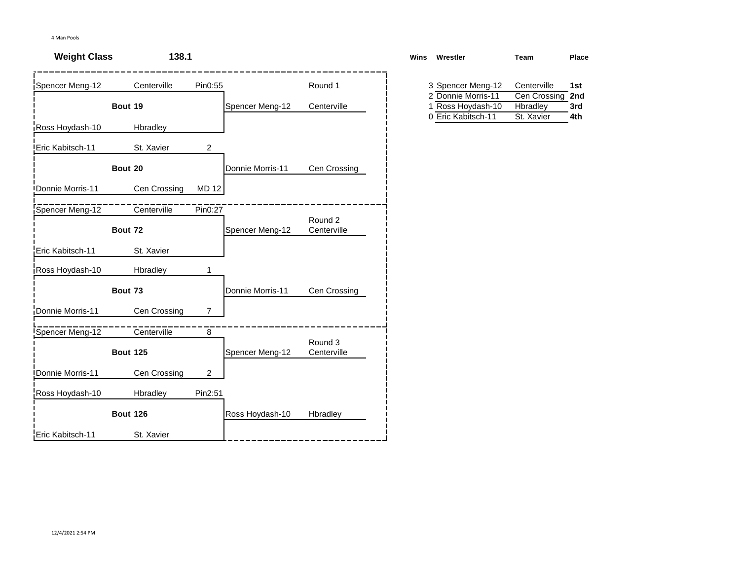4 Man Pools

**Weight Class** **138.1**

### Round 1

| Wrestler | Team | Result | Bout | Winner | Winner Team |
|---|---|---|---|---|---|
| Spencer Meng-12 | Centerville | Pin0:55 | Bout 19 | Spencer Meng-12 | Centerville |
| Ross Hoydash-10 | Hbradley | | | | |
| Eric Kabitsch-11 | St. Xavier | 2 | Bout 20 | Donnie Morris-11 | Cen Crossing |
| Donnie Morris-11 | Cen Crossing | MD 12 | | | |

### Round 2

| Wrestler | Team | Result | Bout | Winner | Winner Team |
|---|---|---|---|---|---|
| Spencer Meng-12 | Centerville | Pin0:27 | Bout 72 | Spencer Meng-12 | Centerville |
| Eric Kabitsch-11 | St. Xavier | | | | |
| Ross Hoydash-10 | Hbradley | 1 | Bout 73 | Donnie Morris-11 | Cen Crossing |
| Donnie Morris-11 | Cen Crossing | 7 | | | |

### Round 3

| Wrestler | Team | Result | Bout | Winner | Winner Team |
|---|---|---|---|---|---|
| Spencer Meng-12 | Centerville | 8 | Bout 125 | Spencer Meng-12 | Centerville |
| Donnie Morris-11 | Cen Crossing | 2 | | | |
| Ross Hoydash-10 | Hbradley | Pin2:51 | Bout 126 | Ross Hoydash-10 | Hbradley |
| Eric Kabitsch-11 | St. Xavier | | | | |

### Standings

| Wins | Wrestler | Team | Place |
|---|---|---|---|
| 3 | Spencer Meng-12 | Centerville | **1st** |
| 2 | Donnie Morris-11 | Cen Crossing | **2nd** |
| 1 | Ross Hoydash-10 | Hbradley | **3rd** |
| 0 | Eric Kabitsch-11 | St. Xavier | **4th** |

12/4/2021 2:54 PM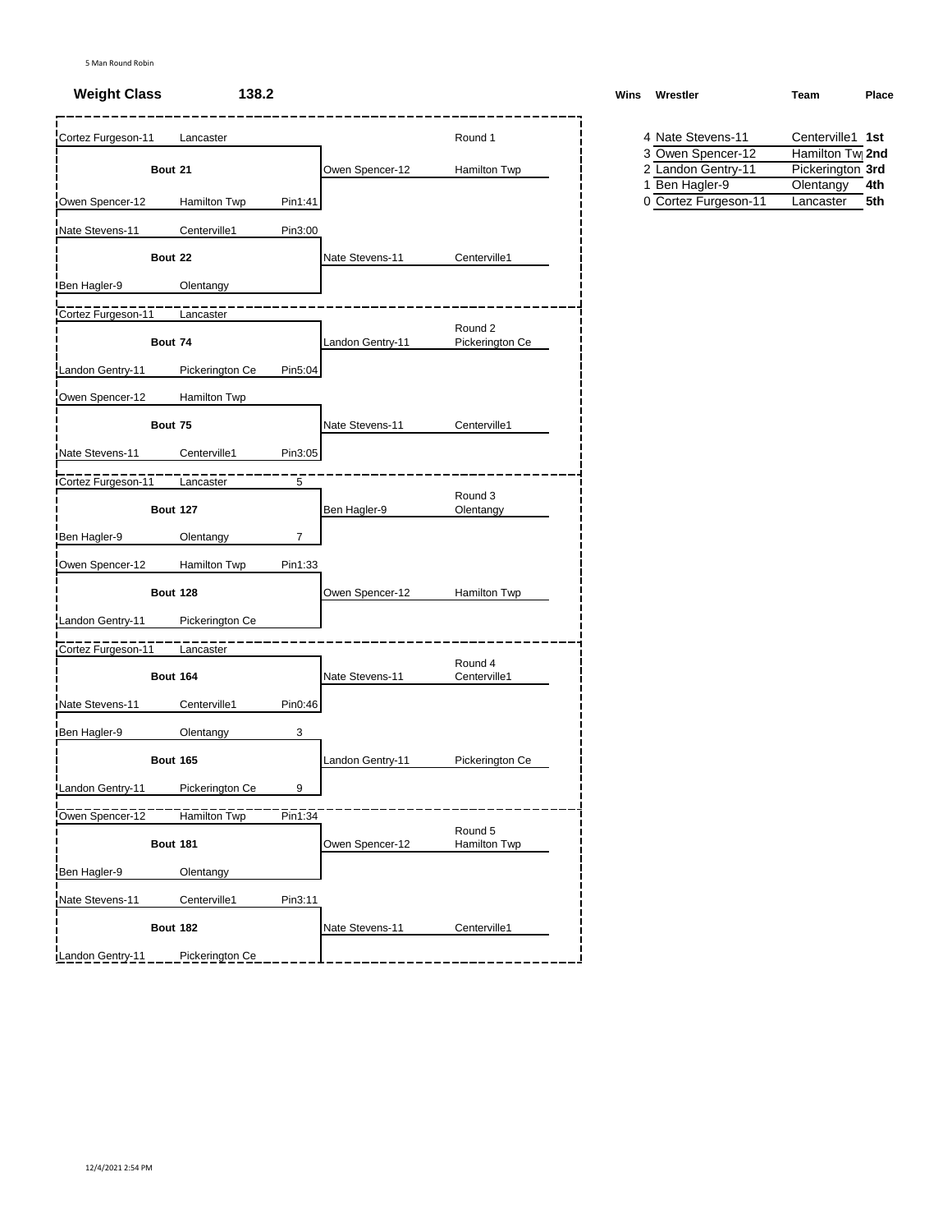5 Man Round Robin

**Weight Class** **138.2**

### Round 1

**Bout 21**

| Wrestler | Team | Result |
|---|---|---|
| Cortez Furgeson-11 | Lancaster | |
| Owen Spencer-12 | Hamilton Twp | Pin1:41 |

Winner: Owen Spencer-12 — Hamilton Twp

**Bout 22**

| Wrestler | Team | Result |
|---|---|---|
| Nate Stevens-11 | Centerville1 | Pin3:00 |
| Ben Hagler-9 | Olentangy | |

Winner: Nate Stevens-11 — Centerville1

### Round 2

**Bout 74**

| Wrestler | Team | Result |
|---|---|---|
| Cortez Furgeson-11 | Lancaster | |
| Landon Gentry-11 | Pickerington Ce | Pin5:04 |

Winner: Landon Gentry-11 — Pickerington Ce

**Bout 75**

| Wrestler | Team | Result |
|---|---|---|
| Owen Spencer-12 | Hamilton Twp | |
| Nate Stevens-11 | Centerville1 | Pin3:05 |

Winner: Nate Stevens-11 — Centerville1

### Round 3

**Bout 127**

| Wrestler | Team | Result |
|---|---|---|
| Cortez Furgeson-11 | Lancaster | 5 |
| Ben Hagler-9 | Olentangy | 7 |

Winner: Ben Hagler-9 — Olentangy

**Bout 128**

| Wrestler | Team | Result |
|---|---|---|
| Owen Spencer-12 | Hamilton Twp | Pin1:33 |
| Landon Gentry-11 | Pickerington Ce | |

Winner: Owen Spencer-12 — Hamilton Twp

### Round 4

**Bout 164**

| Wrestler | Team | Result |
|---|---|---|
| Cortez Furgeson-11 | Lancaster | |
| Nate Stevens-11 | Centerville1 | Pin0:46 |

Winner: Nate Stevens-11 — Centerville1

**Bout 165**

| Wrestler | Team | Result |
|---|---|---|
| Ben Hagler-9 | Olentangy | 3 |
| Landon Gentry-11 | Pickerington Ce | 9 |

Winner: Landon Gentry-11 — Pickerington Ce

### Round 5

**Bout 181**

| Wrestler | Team | Result |
|---|---|---|
| Owen Spencer-12 | Hamilton Twp | Pin1:34 |
| Ben Hagler-9 | Olentangy | |

Winner: Owen Spencer-12 — Hamilton Twp

**Bout 182**

| Wrestler | Team | Result |
|---|---|---|
| Nate Stevens-11 | Centerville1 | Pin3:11 |
| Landon Gentry-11 | Pickerington Ce | |

Winner: Nate Stevens-11 — Centerville1

### Standings

| Wins | Wrestler | Team | Place |
|---|---|---|---|
| 4 | Nate Stevens-11 | Centerville1 | 1st |
| 3 | Owen Spencer-12 | Hamilton Tw | 2nd |
| 2 | Landon Gentry-11 | Pickerington | 3rd |
| 1 | Ben Hagler-9 | Olentangy | 4th |
| 0 | Cortez Furgeson-11 | Lancaster | 5th |

12/4/2021 2:54 PM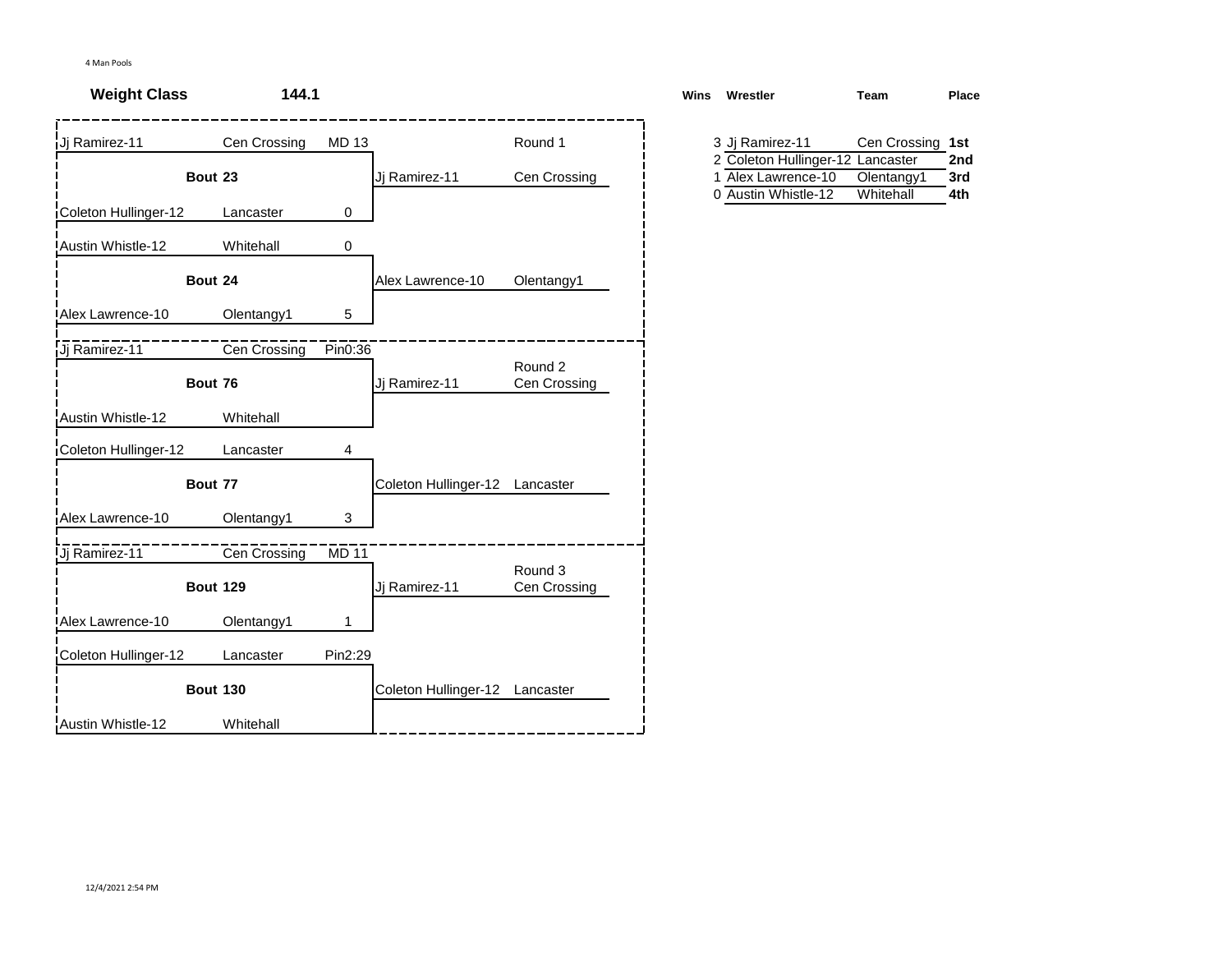4 Man Pools

**Weight Class** **144.1**

### Round 1

| Wrestler | Team | Score |
|---|---|---|
| Jj Ramirez-11 | Cen Crossing | MD 13 |
| **Bout 23** | | |
| Coleton Hullinger-12 | Lancaster | 0 |

Winner: Jj Ramirez-11 — Cen Crossing

| Wrestler | Team | Score |
|---|---|---|
| Austin Whistle-12 | Whitehall | 0 |
| **Bout 24** | | |
| Alex Lawrence-10 | Olentangy1 | 5 |

Winner: Alex Lawrence-10 — Olentangy1

### Round 2

| Wrestler | Team | Score |
|---|---|---|
| Jj Ramirez-11 | Cen Crossing | Pin0:36 |
| **Bout 76** | | |
| Austin Whistle-12 | Whitehall | |

Winner: Jj Ramirez-11 — Cen Crossing

| Wrestler | Team | Score |
|---|---|---|
| Coleton Hullinger-12 | Lancaster | 4 |
| **Bout 77** | | |
| Alex Lawrence-10 | Olentangy1 | 3 |

Winner: Coleton Hullinger-12 — Lancaster

### Round 3

| Wrestler | Team | Score |
|---|---|---|
| Jj Ramirez-11 | Cen Crossing | MD 11 |
| **Bout 129** | | |
| Alex Lawrence-10 | Olentangy1 | 1 |

Winner: Jj Ramirez-11 — Cen Crossing

| Wrestler | Team | Score |
|---|---|---|
| Coleton Hullinger-12 | Lancaster | Pin2:29 |
| **Bout 130** | | |
| Austin Whistle-12 | Whitehall | |

Winner: Coleton Hullinger-12 — Lancaster

### Standings

| Wins | Wrestler | Team | Place |
|---|---|---|---|
| 3 | Jj Ramirez-11 | Cen Crossing | 1st |
| 2 | Coleton Hullinger-12 | Lancaster | 2nd |
| 1 | Alex Lawrence-10 | Olentangy1 | 3rd |
| 0 | Austin Whistle-12 | Whitehall | 4th |

12/4/2021 2:54 PM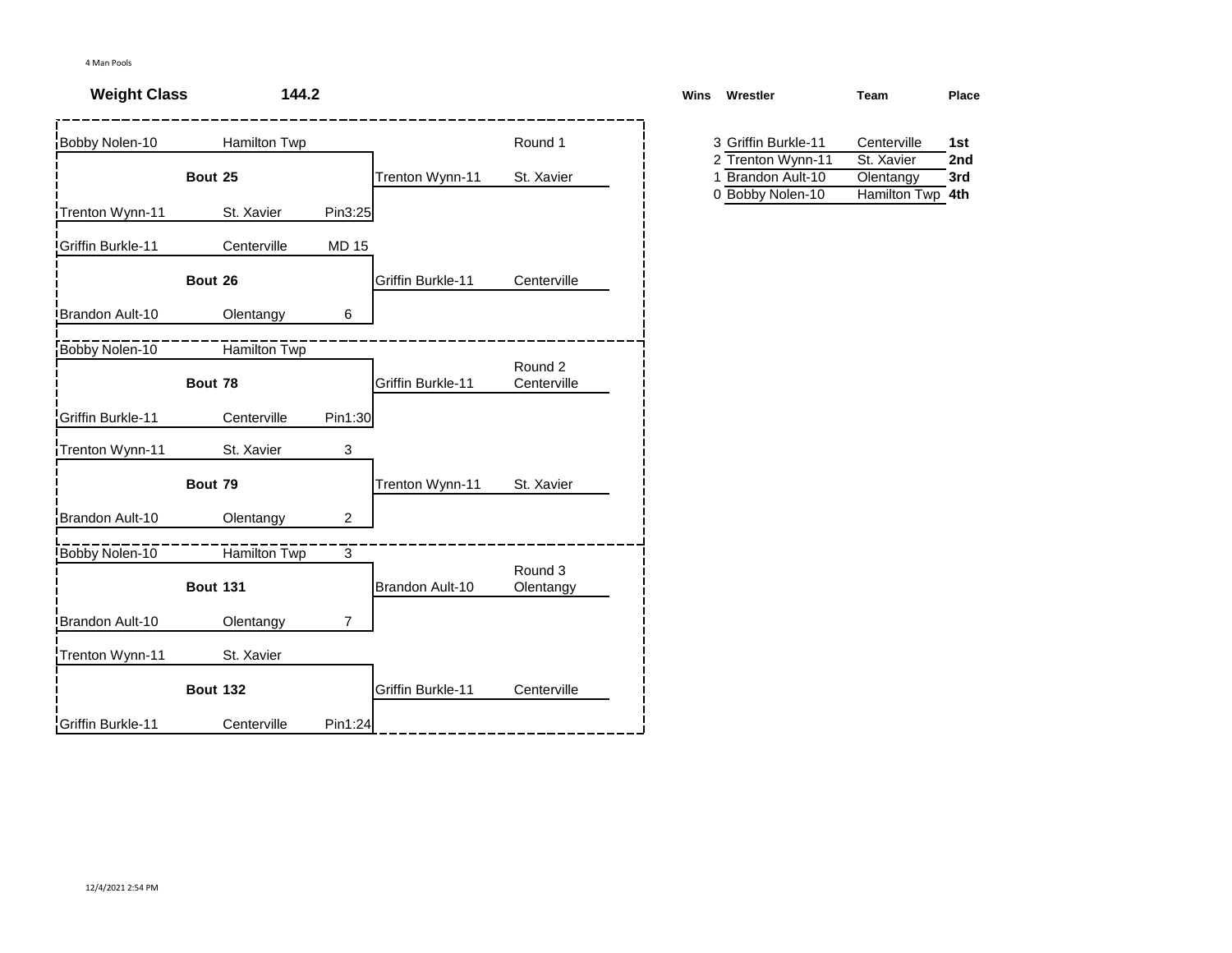4 Man Pools

**Weight Class** **144.2**

## Round 1

| Wrestler | Team | Result | Bout | Winner | Team |
|---|---|---|---|---|---|
| Bobby Nolen-10 | Hamilton Twp | | **Bout 25** | Trenton Wynn-11 | St. Xavier |
| Trenton Wynn-11 | St. Xavier | Pin3:25 | | | |
| Griffin Burkle-11 | Centerville | MD 15 | **Bout 26** | Griffin Burkle-11 | Centerville |
| Brandon Ault-10 | Olentangy | 6 | | | |

## Round 2

| Wrestler | Team | Result | Bout | Winner | Team |
|---|---|---|---|---|---|
| Bobby Nolen-10 | Hamilton Twp | | **Bout 78** | Griffin Burkle-11 | Centerville |
| Griffin Burkle-11 | Centerville | Pin1:30 | | | |
| Trenton Wynn-11 | St. Xavier | 3 | **Bout 79** | Trenton Wynn-11 | St. Xavier |
| Brandon Ault-10 | Olentangy | 2 | | | |

## Round 3

| Wrestler | Team | Result | Bout | Winner | Team |
|---|---|---|---|---|---|
| Bobby Nolen-10 | Hamilton Twp | 3 | **Bout 131** | Brandon Ault-10 | Olentangy |
| Brandon Ault-10 | Olentangy | 7 | | | |
| Trenton Wynn-11 | St. Xavier | | **Bout 132** | Griffin Burkle-11 | Centerville |
| Griffin Burkle-11 | Centerville | Pin1:24 | | | |

## Results

| Wins | Wrestler | Team | Place |
|---|---|---|---|
| 3 | Griffin Burkle-11 | Centerville | **1st** |
| 2 | Trenton Wynn-11 | St. Xavier | **2nd** |
| 1 | Brandon Ault-10 | Olentangy | **3rd** |
| 0 | Bobby Nolen-10 | Hamilton Twp | **4th** |

12/4/2021 2:54 PM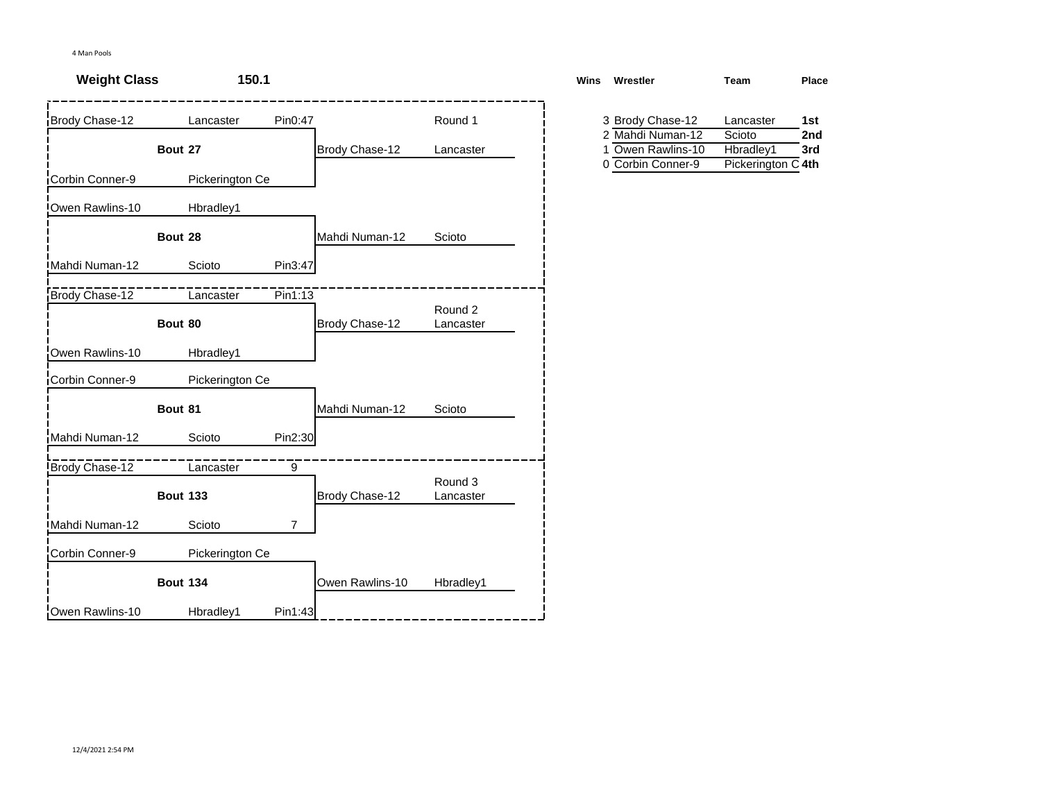4 Man Pools

**Weight Class** **150.1**

| Wrestler | Team | Result | Bout | Winner | Winner Team | Round |
|---|---|---|---|---|---|---|
| Brody Chase-12 | Lancaster | Pin0:47 | Bout 27 | Brody Chase-12 | Lancaster | Round 1 |
| Corbin Conner-9 | Pickerington Ce | | | | | |
| Owen Rawlins-10 | Hbradley1 | | Bout 28 | Mahdi Numan-12 | Scioto | |
| Mahdi Numan-12 | Scioto | Pin3:47 | | | | |
| Brody Chase-12 | Lancaster | Pin1:13 | Bout 80 | Brody Chase-12 | Lancaster | Round 2 |
| Owen Rawlins-10 | Hbradley1 | | | | | |
| Corbin Conner-9 | Pickerington Ce | | Bout 81 | Mahdi Numan-12 | Scioto | |
| Mahdi Numan-12 | Scioto | Pin2:30 | | | | |
| Brody Chase-12 | Lancaster | 9 | Bout 133 | Brody Chase-12 | Lancaster | Round 3 |
| Mahdi Numan-12 | Scioto | 7 | | | | |
| Corbin Conner-9 | Pickerington Ce | | Bout 134 | Owen Rawlins-10 | Hbradley1 | |
| Owen Rawlins-10 | Hbradley1 | Pin1:43 | | | | |

| Wins | Wrestler | Team | Place |
|---|---|---|---|
| 3 | Brody Chase-12 | Lancaster | 1st |
| 2 | Mahdi Numan-12 | Scioto | 2nd |
| 1 | Owen Rawlins-10 | Hbradley1 | 3rd |
| 0 | Corbin Conner-9 | Pickerington C | 4th |

12/4/2021 2:54 PM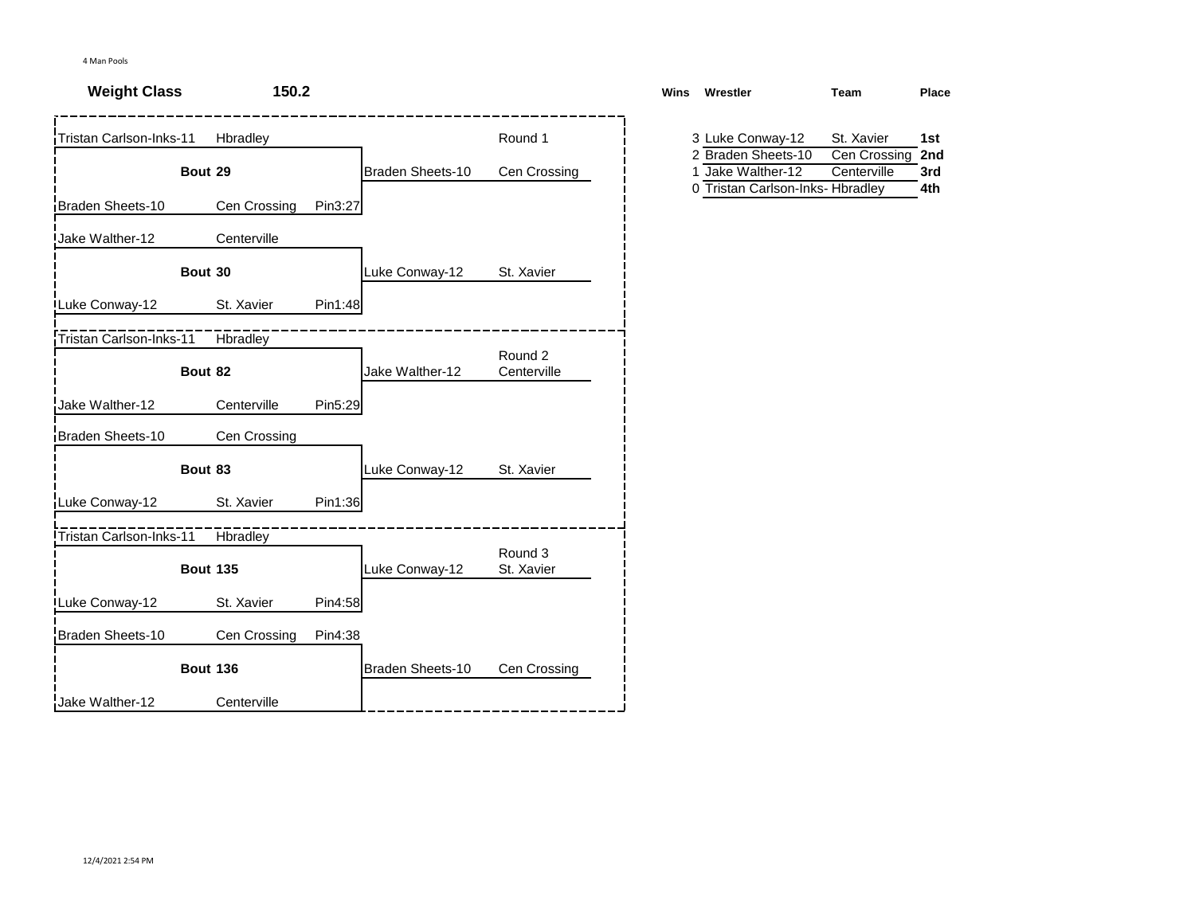4 Man Pools

**Weight Class** **150.2**

**Round 1**

| Wrestler | Team | Result | Bout | Winner | Winner Team |
|---|---|---|---|---|---|
| Tristan Carlson-Inks-11 | Hbradley | | Bout 29 | Braden Sheets-10 | Cen Crossing |
| Braden Sheets-10 | Cen Crossing | Pin3:27 | | | |
| Jake Walther-12 | Centerville | | Bout 30 | Luke Conway-12 | St. Xavier |
| Luke Conway-12 | St. Xavier | Pin1:48 | | | |

**Round 2**

| Wrestler | Team | Result | Bout | Winner | Winner Team |
|---|---|---|---|---|---|
| Tristan Carlson-Inks-11 | Hbradley | | Bout 82 | Jake Walther-12 | Centerville |
| Jake Walther-12 | Centerville | Pin5:29 | | | |
| Braden Sheets-10 | Cen Crossing | | Bout 83 | Luke Conway-12 | St. Xavier |
| Luke Conway-12 | St. Xavier | Pin1:36 | | | |

**Round 3**

| Wrestler | Team | Result | Bout | Winner | Winner Team |
|---|---|---|---|---|---|
| Tristan Carlson-Inks-11 | Hbradley | | Bout 135 | Luke Conway-12 | St. Xavier |
| Luke Conway-12 | St. Xavier | Pin4:58 | | | |
| Braden Sheets-10 | Cen Crossing | Pin4:38 | Bout 136 | Braden Sheets-10 | Cen Crossing |
| Jake Walther-12 | Centerville | | | | |

| Wins | Wrestler | Team | Place |
|---|---|---|---|
| 3 | Luke Conway-12 | St. Xavier | 1st |
| 2 | Braden Sheets-10 | Cen Crossing | 2nd |
| 1 | Jake Walther-12 | Centerville | 3rd |
| 0 | Tristan Carlson-Inks- | Hbradley | 4th |

12/4/2021 2:54 PM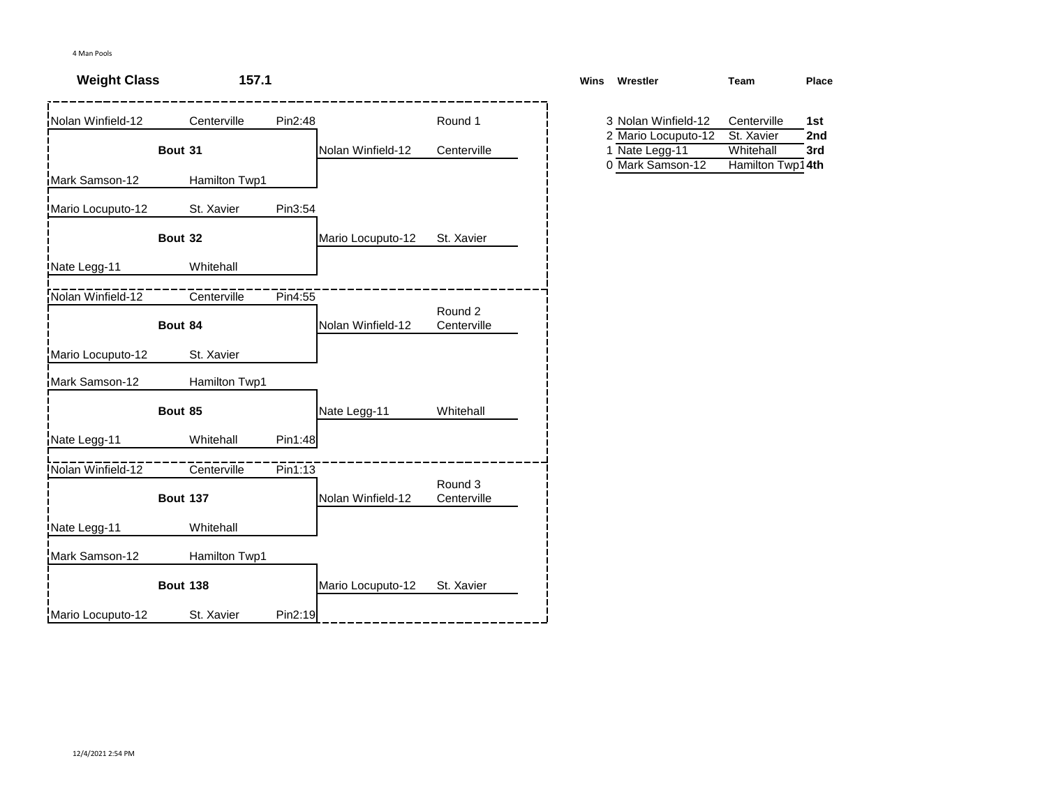4 Man Pools

**Weight Class** **157.1**

| Wrestler | Team | Result | Bout | Winner | Winner Team | Round |
|---|---|---|---|---|---|---|
| Nolan Winfield-12 | Centerville | Pin2:48 | **Bout 31** | Nolan Winfield-12 | Centerville | Round 1 |
| Mark Samson-12 | Hamilton Twp1 | | | | | |
| Mario Locuputo-12 | St. Xavier | Pin3:54 | **Bout 32** | Mario Locuputo-12 | St. Xavier | |
| Nate Legg-11 | Whitehall | | | | | |
| Nolan Winfield-12 | Centerville | Pin4:55 | **Bout 84** | Nolan Winfield-12 | Centerville | Round 2 |
| Mario Locuputo-12 | St. Xavier | | | | | |
| Mark Samson-12 | Hamilton Twp1 | | **Bout 85** | Nate Legg-11 | Whitehall | |
| Nate Legg-11 | Whitehall | Pin1:48 | | | | |
| Nolan Winfield-12 | Centerville | Pin1:13 | **Bout 137** | Nolan Winfield-12 | Centerville | Round 3 |
| Nate Legg-11 | Whitehall | | | | | |
| Mark Samson-12 | Hamilton Twp1 | | **Bout 138** | Mario Locuputo-12 | St. Xavier | |
| Mario Locuputo-12 | St. Xavier | Pin2:19 | | | | |

| Wins | Wrestler | Team | Place |
|---|---|---|---|
| 3 | Nolan Winfield-12 | Centerville | **1st** |
| 2 | Mario Locuputo-12 | St. Xavier | **2nd** |
| 1 | Nate Legg-11 | Whitehall | **3rd** |
| 0 | Mark Samson-12 | Hamilton Twp1 | **4th** |

12/4/2021 2:54 PM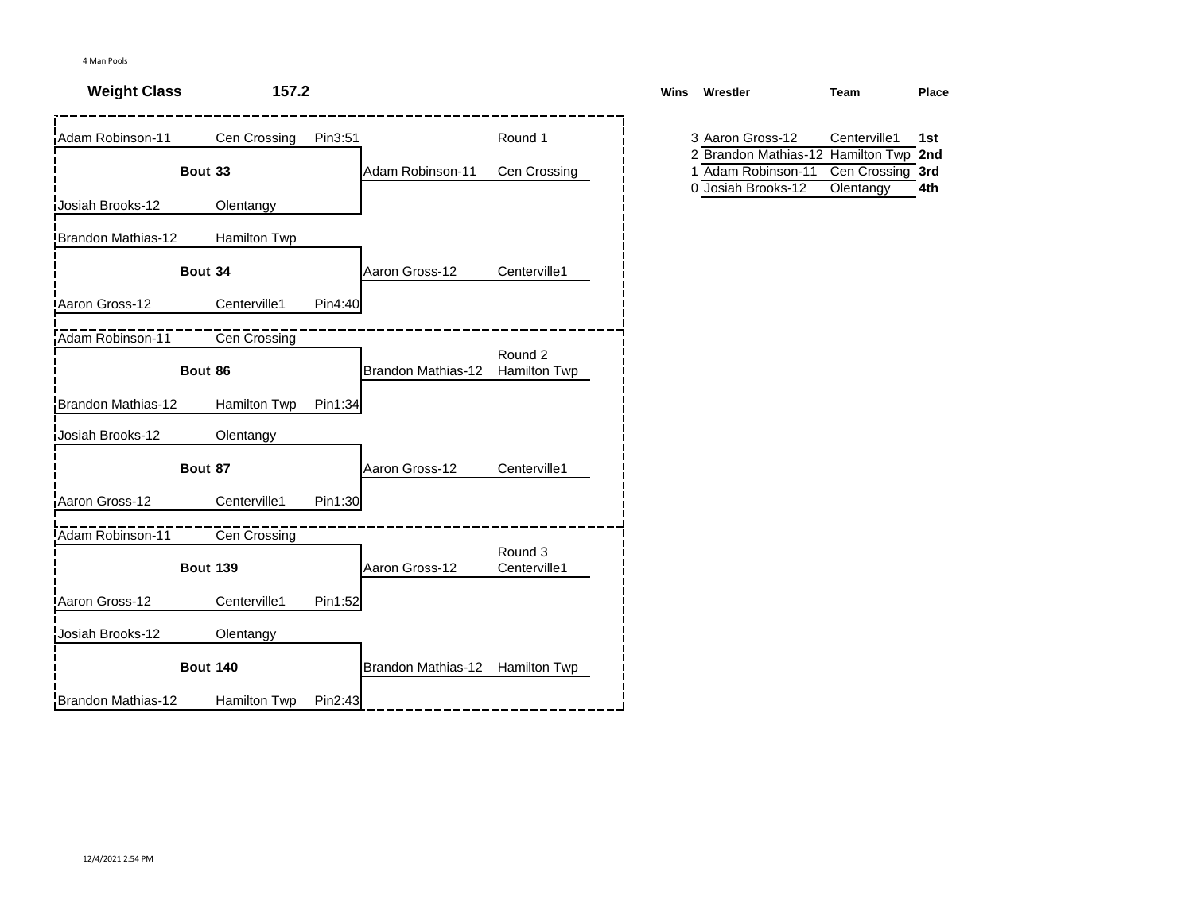4 Man Pools

**Weight Class** **157.2**

### Round 1

| Wrestler | Team | Result | Bout | Winner | Winner Team |
|---|---|---|---|---|---|
| Adam Robinson-11 | Cen Crossing | Pin3:51 | Bout 33 | Adam Robinson-11 | Cen Crossing |
| Josiah Brooks-12 | Olentangy | | | | |
| Brandon Mathias-12 | Hamilton Twp | | Bout 34 | Aaron Gross-12 | Centerville1 |
| Aaron Gross-12 | Centerville1 | Pin4:40 | | | |

### Round 2

| Wrestler | Team | Result | Bout | Winner | Winner Team |
|---|---|---|---|---|---|
| Adam Robinson-11 | Cen Crossing | | Bout 86 | Brandon Mathias-12 | Hamilton Twp |
| Brandon Mathias-12 | Hamilton Twp | Pin1:34 | | | |
| Josiah Brooks-12 | Olentangy | | Bout 87 | Aaron Gross-12 | Centerville1 |
| Aaron Gross-12 | Centerville1 | Pin1:30 | | | |

### Round 3

| Wrestler | Team | Result | Bout | Winner | Winner Team |
|---|---|---|---|---|---|
| Adam Robinson-11 | Cen Crossing | | Bout 139 | Aaron Gross-12 | Centerville1 |
| Aaron Gross-12 | Centerville1 | Pin1:52 | | | |
| Josiah Brooks-12 | Olentangy | | Bout 140 | Brandon Mathias-12 | Hamilton Twp |
| Brandon Mathias-12 | Hamilton Twp | Pin2:43 | | | |

### Standings

| Wins | Wrestler | Team | Place |
|---|---|---|---|
| 3 | Aaron Gross-12 | Centerville1 | **1st** |
| 2 | Brandon Mathias-12 | Hamilton Twp | **2nd** |
| 1 | Adam Robinson-11 | Cen Crossing | **3rd** |
| 0 | Josiah Brooks-12 | Olentangy | **4th** |

12/4/2021 2:54 PM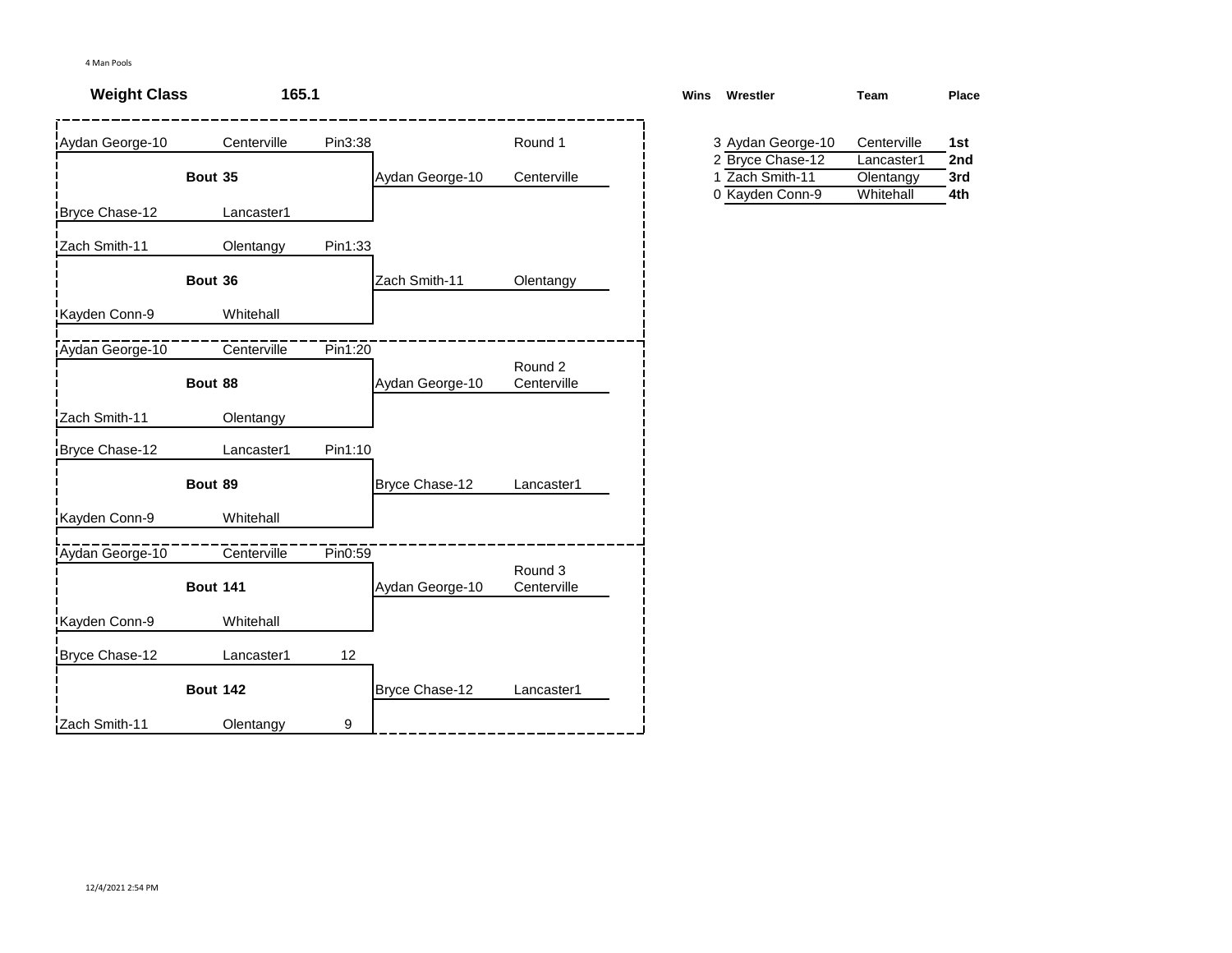4 Man Pools

**Weight Class** **165.1**

| Wrestler | Team | Result | Bout | Winner | Team | Round |
|---|---|---|---|---|---|---|
| Aydan George-10 | Centerville | Pin3:38 | Bout 35 | Aydan George-10 | Centerville | Round 1 |
| Bryce Chase-12 | Lancaster1 | | | | | |
| Zach Smith-11 | Olentangy | Pin1:33 | Bout 36 | Zach Smith-11 | Olentangy | |
| Kayden Conn-9 | Whitehall | | | | | |
| Aydan George-10 | Centerville | Pin1:20 | Bout 88 | Aydan George-10 | Centerville | Round 2 |
| Zach Smith-11 | Olentangy | | | | | |
| Bryce Chase-12 | Lancaster1 | Pin1:10 | Bout 89 | Bryce Chase-12 | Lancaster1 | |
| Kayden Conn-9 | Whitehall | | | | | |
| Aydan George-10 | Centerville | Pin0:59 | Bout 141 | Aydan George-10 | Centerville | Round 3 |
| Kayden Conn-9 | Whitehall | | | | | |
| Bryce Chase-12 | Lancaster1 | 12 | Bout 142 | Bryce Chase-12 | Lancaster1 | |
| Zach Smith-11 | Olentangy | 9 | | | | |

| Wins | Wrestler | Team | Place |
|---|---|---|---|
| 3 | Aydan George-10 | Centerville | **1st** |
| 2 | Bryce Chase-12 | Lancaster1 | **2nd** |
| 1 | Zach Smith-11 | Olentangy | **3rd** |
| 0 | Kayden Conn-9 | Whitehall | **4th** |

12/4/2021 2:54 PM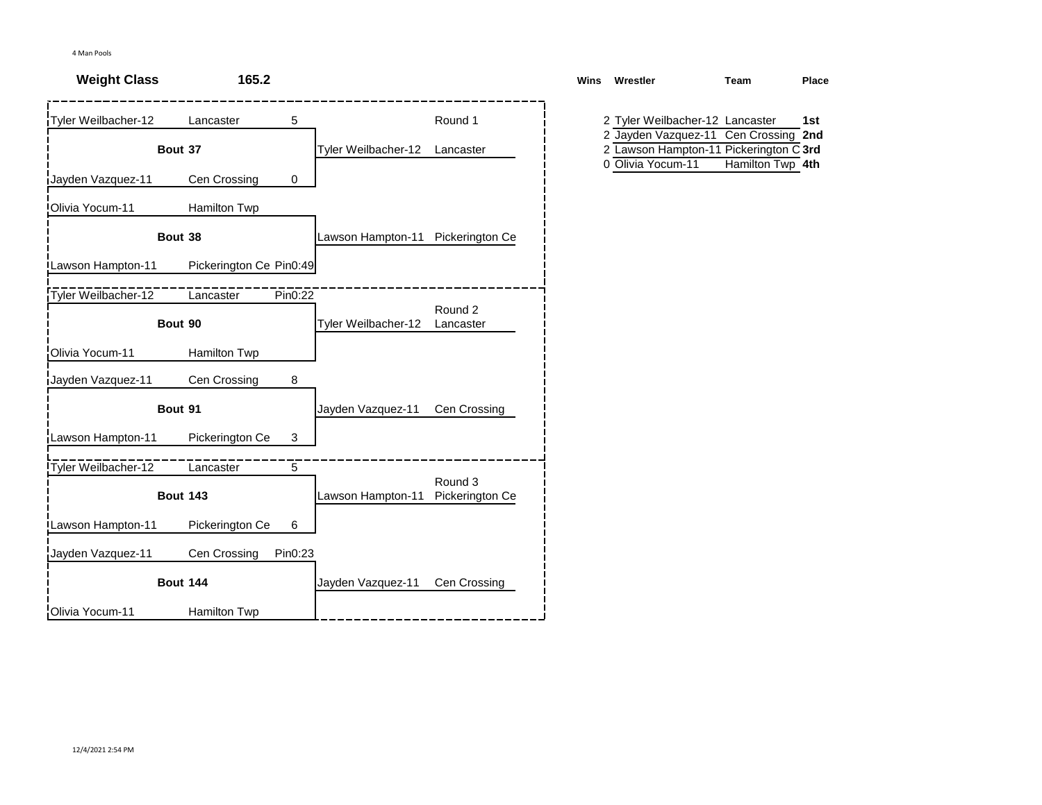4 Man Pools

**Weight Class** **165.2**

| Wrestler | Team | Score | Bout | Winner | Winner Team | Round |
|---|---|---|---|---|---|---|
| Tyler Weilbacher-12 | Lancaster | 5 | Bout 37 | Tyler Weilbacher-12 | Lancaster | Round 1 |
| Jayden Vazquez-11 | Cen Crossing | 0 | | | | |
| Olivia Yocum-11 | Hamilton Twp | | Bout 38 | Lawson Hampton-11 | Pickerington Ce | |
| Lawson Hampton-11 | Pickerington Ce | Pin0:49 | | | | |
| Tyler Weilbacher-12 | Lancaster | Pin0:22 | Bout 90 | Tyler Weilbacher-12 | Lancaster | Round 2 |
| Olivia Yocum-11 | Hamilton Twp | | | | | |
| Jayden Vazquez-11 | Cen Crossing | 8 | Bout 91 | Jayden Vazquez-11 | Cen Crossing | |
| Lawson Hampton-11 | Pickerington Ce | 3 | | | | |
| Tyler Weilbacher-12 | Lancaster | 5 | Bout 143 | Lawson Hampton-11 | Pickerington Ce | Round 3 |
| Lawson Hampton-11 | Pickerington Ce | 6 | | | | |
| Jayden Vazquez-11 | Cen Crossing | Pin0:23 | Bout 144 | Jayden Vazquez-11 | Cen Crossing | |
| Olivia Yocum-11 | Hamilton Twp | | | | | |

| Wins | Wrestler | Team | Place |
|---|---|---|---|
| 2 | Tyler Weilbacher-12 | Lancaster | 1st |
| 2 | Jayden Vazquez-11 | Cen Crossing | 2nd |
| 2 | Lawson Hampton-11 | Pickerington C | 3rd |
| 0 | Olivia Yocum-11 | Hamilton Twp | 4th |

12/4/2021 2:54 PM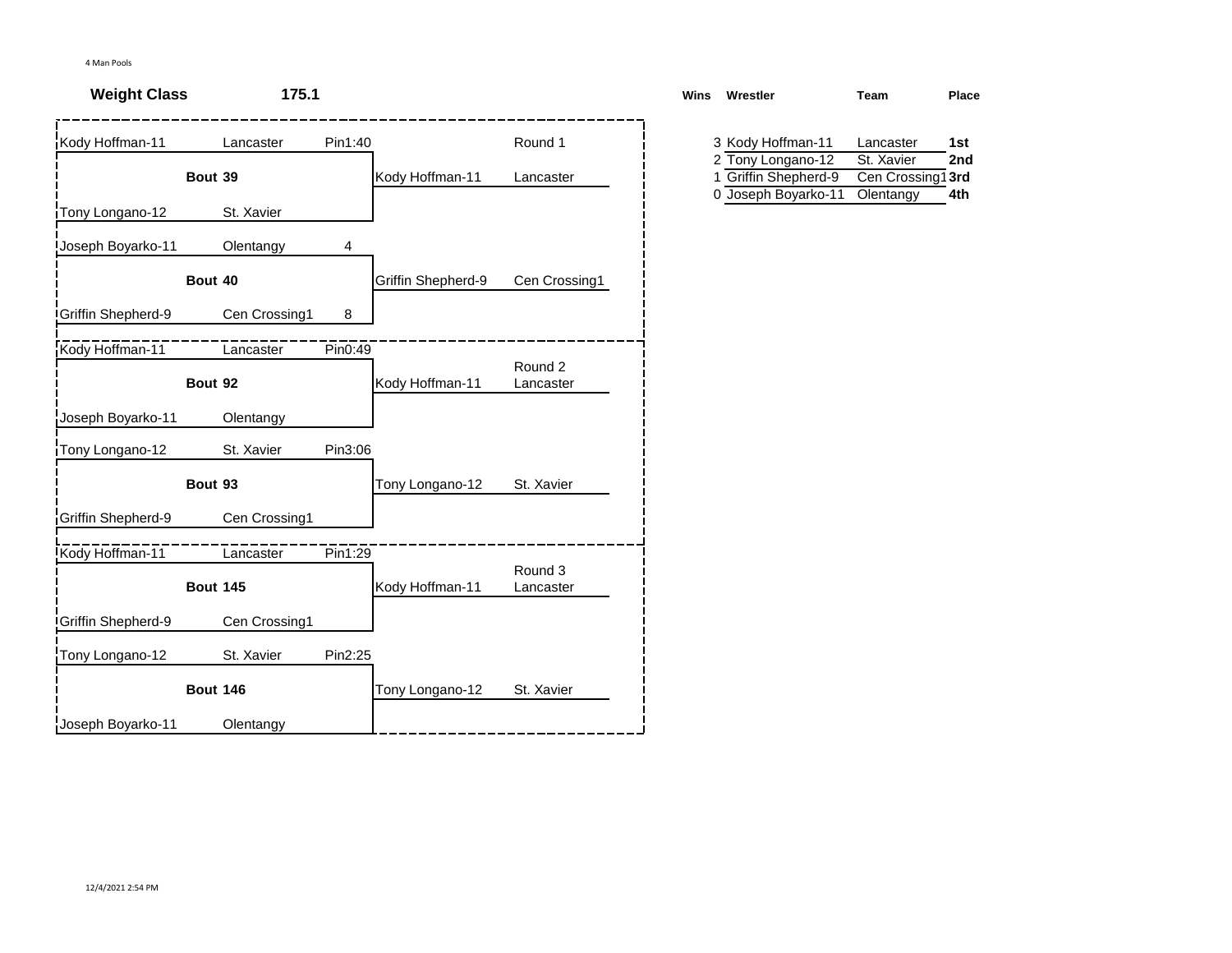4 Man Pools

**Weight Class** **175.1**

### Round 1

| Wrestler | Team | Result | Bout | Winner | Winner Team |
|---|---|---|---|---|---|
| Kody Hoffman-11 | Lancaster | Pin1:40 | **Bout 39** | Kody Hoffman-11 | Lancaster |
| Tony Longano-12 | St. Xavier | | | | |
| Joseph Boyarko-11 | Olentangy | 4 | **Bout 40** | Griffin Shepherd-9 | Cen Crossing1 |
| Griffin Shepherd-9 | Cen Crossing1 | 8 | | | |

### Round 2

| Wrestler | Team | Result | Bout | Winner | Winner Team |
|---|---|---|---|---|---|
| Kody Hoffman-11 | Lancaster | Pin0:49 | **Bout 92** | Kody Hoffman-11 | Lancaster |
| Joseph Boyarko-11 | Olentangy | | | | |
| Tony Longano-12 | St. Xavier | Pin3:06 | **Bout 93** | Tony Longano-12 | St. Xavier |
| Griffin Shepherd-9 | Cen Crossing1 | | | | |

### Round 3

| Wrestler | Team | Result | Bout | Winner | Winner Team |
|---|---|---|---|---|---|
| Kody Hoffman-11 | Lancaster | Pin1:29 | **Bout 145** | Kody Hoffman-11 | Lancaster |
| Griffin Shepherd-9 | Cen Crossing1 | | | | |
| Tony Longano-12 | St. Xavier | Pin2:25 | **Bout 146** | Tony Longano-12 | St. Xavier |
| Joseph Boyarko-11 | Olentangy | | | | |

### Standings

| Wins | Wrestler | Team | Place |
|---|---|---|---|
| 3 | Kody Hoffman-11 | Lancaster | **1st** |
| 2 | Tony Longano-12 | St. Xavier | **2nd** |
| 1 | Griffin Shepherd-9 | Cen Crossing1 | **3rd** |
| 0 | Joseph Boyarko-11 | Olentangy | **4th** |

12/4/2021 2:54 PM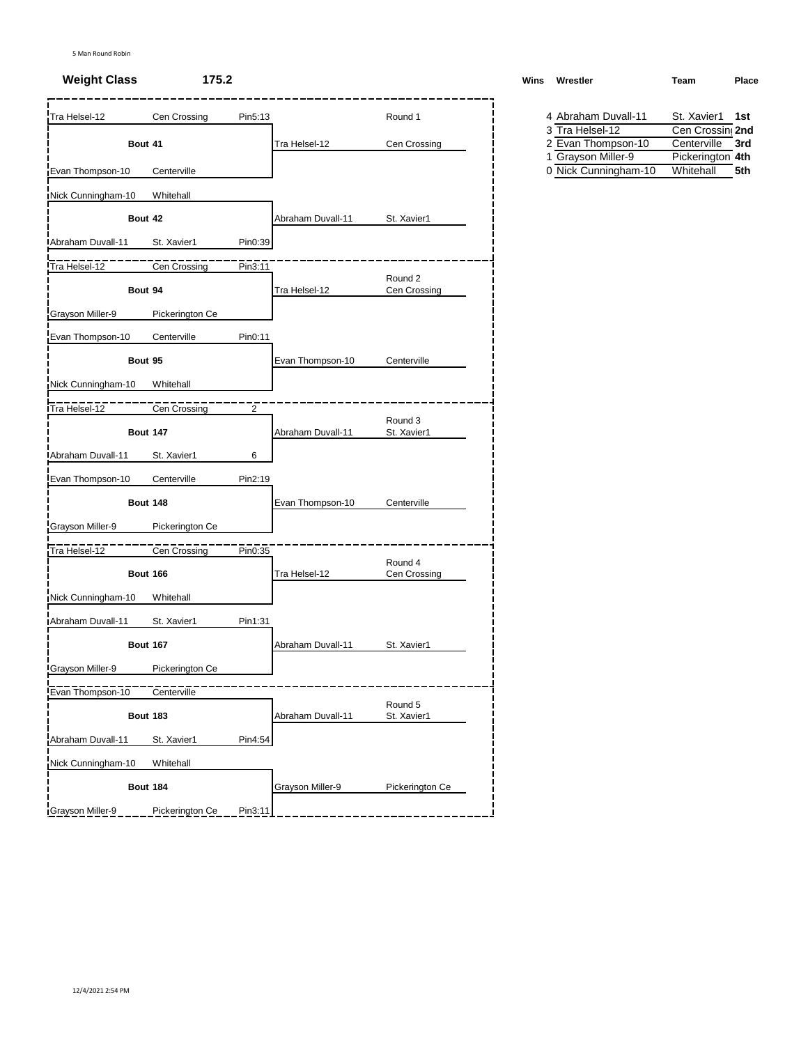5 Man Round Robin

## Weight Class 175.2

### Round 1

| Bout | Wrestler | Team | Result | Winner | Winner Team |
|---|---|---|---|---|---|
| Bout 41 | Tra Helsel-12 | Cen Crossing | Pin5:13 | Tra Helsel-12 | Cen Crossing |
| | Evan Thompson-10 | Centerville | | | |
| Bout 42 | Nick Cunningham-10 | Whitehall | | Abraham Duvall-11 | St. Xavier1 |
| | Abraham Duvall-11 | St. Xavier1 | Pin0:39 | | |

### Round 2

| Bout | Wrestler | Team | Result | Winner | Winner Team |
|---|---|---|---|---|---|
| Bout 94 | Tra Helsel-12 | Cen Crossing | Pin3:11 | Tra Helsel-12 | Cen Crossing |
| | Grayson Miller-9 | Pickerington Ce | | | |
| Bout 95 | Evan Thompson-10 | Centerville | Pin0:11 | Evan Thompson-10 | Centerville |
| | Nick Cunningham-10 | Whitehall | | | |

### Round 3

| Bout | Wrestler | Team | Result | Winner | Winner Team |
|---|---|---|---|---|---|
| Bout 147 | Tra Helsel-12 | Cen Crossing | 2 | Abraham Duvall-11 | St. Xavier1 |
| | Abraham Duvall-11 | St. Xavier1 | 6 | | |
| Bout 148 | Evan Thompson-10 | Centerville | Pin2:19 | Evan Thompson-10 | Centerville |
| | Grayson Miller-9 | Pickerington Ce | | | |

### Round 4

| Bout | Wrestler | Team | Result | Winner | Winner Team |
|---|---|---|---|---|---|
| Bout 166 | Tra Helsel-12 | Cen Crossing | Pin0:35 | Tra Helsel-12 | Cen Crossing |
| | Nick Cunningham-10 | Whitehall | | | |
| Bout 167 | Abraham Duvall-11 | St. Xavier1 | Pin1:31 | Abraham Duvall-11 | St. Xavier1 |
| | Grayson Miller-9 | Pickerington Ce | | | |

### Round 5

| Bout | Wrestler | Team | Result | Winner | Winner Team |
|---|---|---|---|---|---|
| Bout 183 | Evan Thompson-10 | Centerville | | Abraham Duvall-11 | St. Xavier1 |
| | Abraham Duvall-11 | St. Xavier1 | Pin4:54 | | |
| Bout 184 | Nick Cunningham-10 | Whitehall | | Grayson Miller-9 | Pickerington Ce |
| | Grayson Miller-9 | Pickerington Ce | Pin3:11 | | |

### Standings

| Wins | Wrestler | Team | Place |
|---|---|---|---|
| 4 | Abraham Duvall-11 | St. Xavier1 | 1st |
| 3 | Tra Helsel-12 | Cen Crossing | 2nd |
| 2 | Evan Thompson-10 | Centerville | 3rd |
| 1 | Grayson Miller-9 | Pickerington | 4th |
| 0 | Nick Cunningham-10 | Whitehall | 5th |

12/4/2021 2:54 PM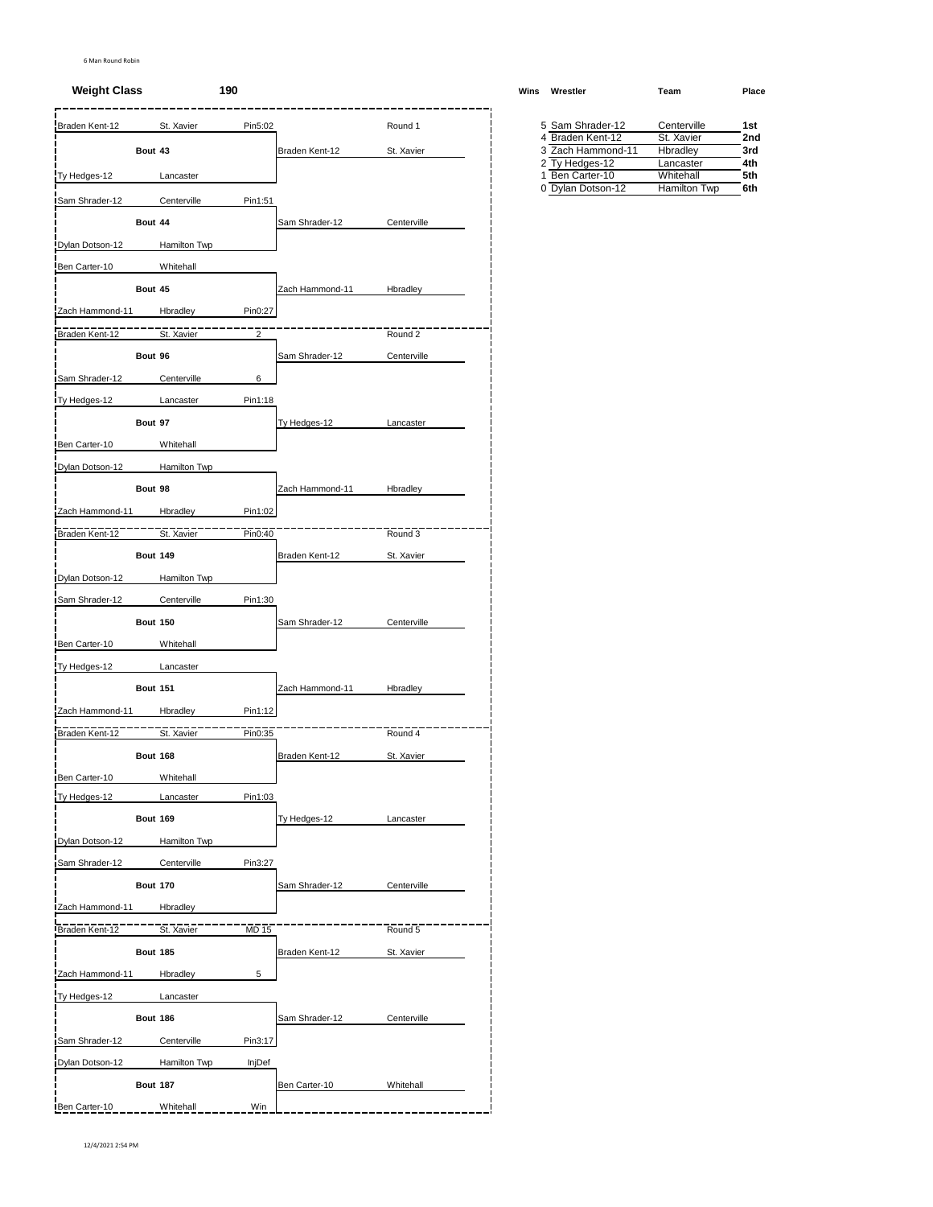6 Man Round Robin

**Weight Class** **190**

## Round 1

| Wrestler | Team | Result | Bout | Winner | Winner Team |
|---|---|---|---|---|---|
| Braden Kent-12 | St. Xavier | Pin5:02 | Bout 43 | Braden Kent-12 | St. Xavier |
| Ty Hedges-12 | Lancaster | | | | |
| Sam Shrader-12 | Centerville | Pin1:51 | Bout 44 | Sam Shrader-12 | Centerville |
| Dylan Dotson-12 | Hamilton Twp | | | | |
| Ben Carter-10 | Whitehall | | Bout 45 | Zach Hammond-11 | Hbradley |
| Zach Hammond-11 | Hbradley | Pin0:27 | | | |

## Round 2

| Wrestler | Team | Result | Bout | Winner | Winner Team |
|---|---|---|---|---|---|
| Braden Kent-12 | St. Xavier | 2 | Bout 96 | Sam Shrader-12 | Centerville |
| Sam Shrader-12 | Centerville | 6 | | | |
| Ty Hedges-12 | Lancaster | Pin1:18 | Bout 97 | Ty Hedges-12 | Lancaster |
| Ben Carter-10 | Whitehall | | | | |
| Dylan Dotson-12 | Hamilton Twp | | Bout 98 | Zach Hammond-11 | Hbradley |
| Zach Hammond-11 | Hbradley | Pin1:02 | | | |

## Round 3

| Wrestler | Team | Result | Bout | Winner | Winner Team |
|---|---|---|---|---|---|
| Braden Kent-12 | St. Xavier | Pin0:40 | Bout 149 | Braden Kent-12 | St. Xavier |
| Dylan Dotson-12 | Hamilton Twp | | | | |
| Sam Shrader-12 | Centerville | Pin1:30 | Bout 150 | Sam Shrader-12 | Centerville |
| Ben Carter-10 | Whitehall | | | | |
| Ty Hedges-12 | Lancaster | | Bout 151 | Zach Hammond-11 | Hbradley |
| Zach Hammond-11 | Hbradley | Pin1:12 | | | |

## Round 4

| Wrestler | Team | Result | Bout | Winner | Winner Team |
|---|---|---|---|---|---|
| Braden Kent-12 | St. Xavier | Pin0:35 | Bout 168 | Braden Kent-12 | St. Xavier |
| Ben Carter-10 | Whitehall | | | | |
| Ty Hedges-12 | Lancaster | Pin1:03 | Bout 169 | Ty Hedges-12 | Lancaster |
| Dylan Dotson-12 | Hamilton Twp | | | | |
| Sam Shrader-12 | Centerville | Pin3:27 | Bout 170 | Sam Shrader-12 | Centerville |
| Zach Hammond-11 | Hbradley | | | | |

## Round 5

| Wrestler | Team | Result | Bout | Winner | Winner Team |
|---|---|---|---|---|---|
| Braden Kent-12 | St. Xavier | MD 15 | Bout 185 | Braden Kent-12 | St. Xavier |
| Zach Hammond-11 | Hbradley | 5 | | | |
| Ty Hedges-12 | Lancaster | | Bout 186 | Sam Shrader-12 | Centerville |
| Sam Shrader-12 | Centerville | Pin3:17 | | | |
| Dylan Dotson-12 | Hamilton Twp | InjDef | Bout 187 | Ben Carter-10 | Whitehall |
| Ben Carter-10 | Whitehall | Win | | | |

## Standings

| Wins | Wrestler | Team | Place |
|---|---|---|---|
| 5 | Sam Shrader-12 | Centerville | 1st |
| 4 | Braden Kent-12 | St. Xavier | 2nd |
| 3 | Zach Hammond-11 | Hbradley | 3rd |
| 2 | Ty Hedges-12 | Lancaster | 4th |
| 1 | Ben Carter-10 | Whitehall | 5th |
| 0 | Dylan Dotson-12 | Hamilton Twp | 6th |

12/4/2021 2:54 PM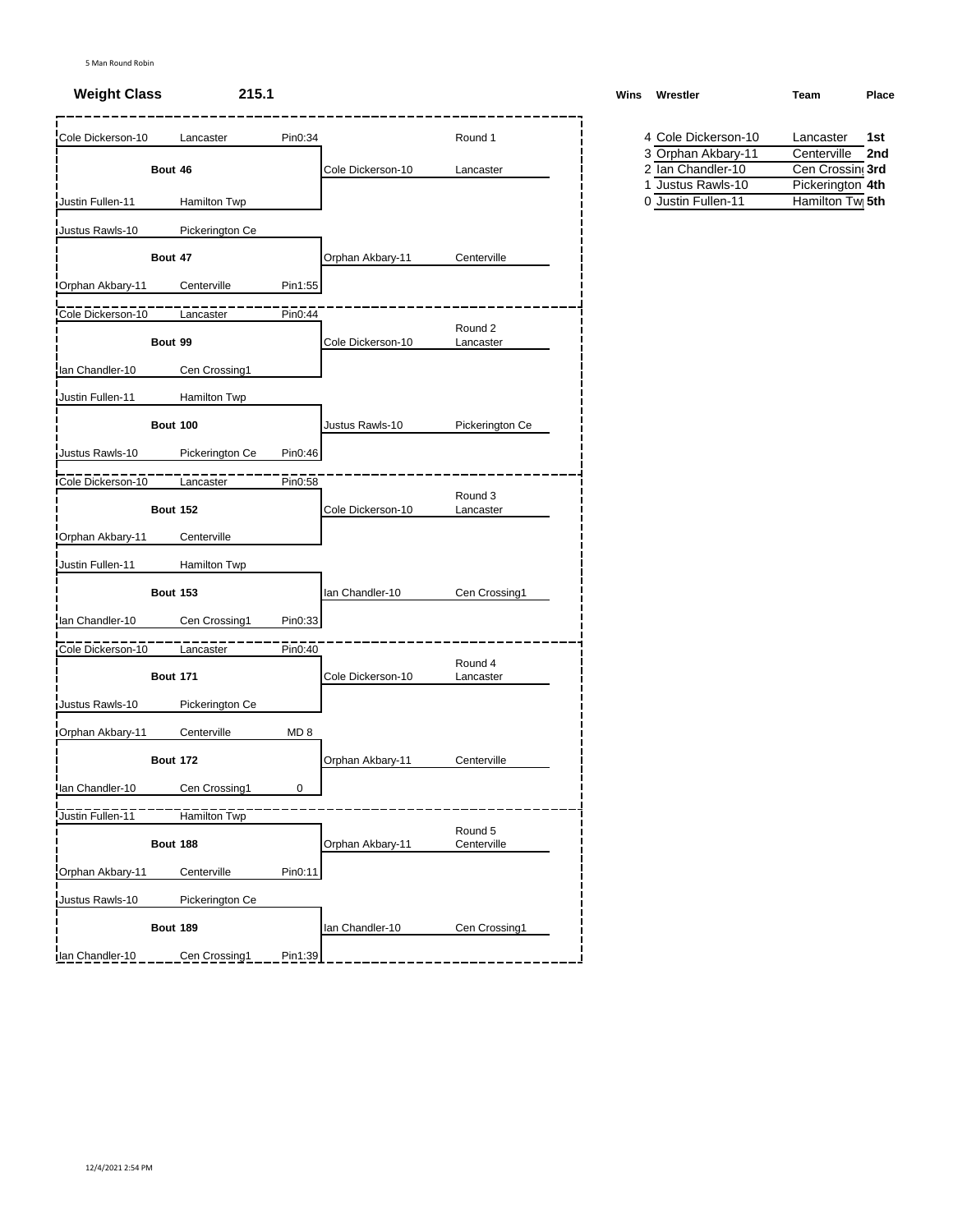5 Man Round Robin

**Weight Class** **215.1**

### Round 1

| Wrestler | Team | Result | Bout | Winner | Winner Team |
|---|---|---|---|---|---|
| Cole Dickerson-10 | Lancaster | Pin0:34 | Bout 46 | Cole Dickerson-10 | Lancaster |
| Justin Fullen-11 | Hamilton Twp | | | | |
| Justus Rawls-10 | Pickerington Ce | | Bout 47 | Orphan Akbary-11 | Centerville |
| Orphan Akbary-11 | Centerville | Pin1:55 | | | |

### Round 2

| Wrestler | Team | Result | Bout | Winner | Winner Team |
|---|---|---|---|---|---|
| Cole Dickerson-10 | Lancaster | Pin0:44 | Bout 99 | Cole Dickerson-10 | Lancaster |
| Ian Chandler-10 | Cen Crossing1 | | | | |
| Justin Fullen-11 | Hamilton Twp | | Bout 100 | Justus Rawls-10 | Pickerington Ce |
| Justus Rawls-10 | Pickerington Ce | Pin0:46 | | | |

### Round 3

| Wrestler | Team | Result | Bout | Winner | Winner Team |
|---|---|---|---|---|---|
| Cole Dickerson-10 | Lancaster | Pin0:58 | Bout 152 | Cole Dickerson-10 | Lancaster |
| Orphan Akbary-11 | Centerville | | | | |
| Justin Fullen-11 | Hamilton Twp | | Bout 153 | Ian Chandler-10 | Cen Crossing1 |
| Ian Chandler-10 | Cen Crossing1 | Pin0:33 | | | |

### Round 4

| Wrestler | Team | Result | Bout | Winner | Winner Team |
|---|---|---|---|---|---|
| Cole Dickerson-10 | Lancaster | Pin0:40 | Bout 171 | Cole Dickerson-10 | Lancaster |
| Justus Rawls-10 | Pickerington Ce | | | | |
| Orphan Akbary-11 | Centerville | MD 8 | Bout 172 | Orphan Akbary-11 | Centerville |
| Ian Chandler-10 | Cen Crossing1 | 0 | | | |

### Round 5

| Wrestler | Team | Result | Bout | Winner | Winner Team |
|---|---|---|---|---|---|
| Justin Fullen-11 | Hamilton Twp | | Bout 188 | Orphan Akbary-11 | Centerville |
| Orphan Akbary-11 | Centerville | Pin0:11 | | | |
| Justus Rawls-10 | Pickerington Ce | | Bout 189 | Ian Chandler-10 | Cen Crossing1 |
| Ian Chandler-10 | Cen Crossing1 | Pin1:39 | | | |

### Standings

| Wins | Wrestler | Team | Place |
|---|---|---|---|
| 4 | Cole Dickerson-10 | Lancaster | 1st |
| 3 | Orphan Akbary-11 | Centerville | 2nd |
| 2 | Ian Chandler-10 | Cen Crossing | 3rd |
| 1 | Justus Rawls-10 | Pickerington | 4th |
| 0 | Justin Fullen-11 | Hamilton Tw | 5th |

12/4/2021 2:54 PM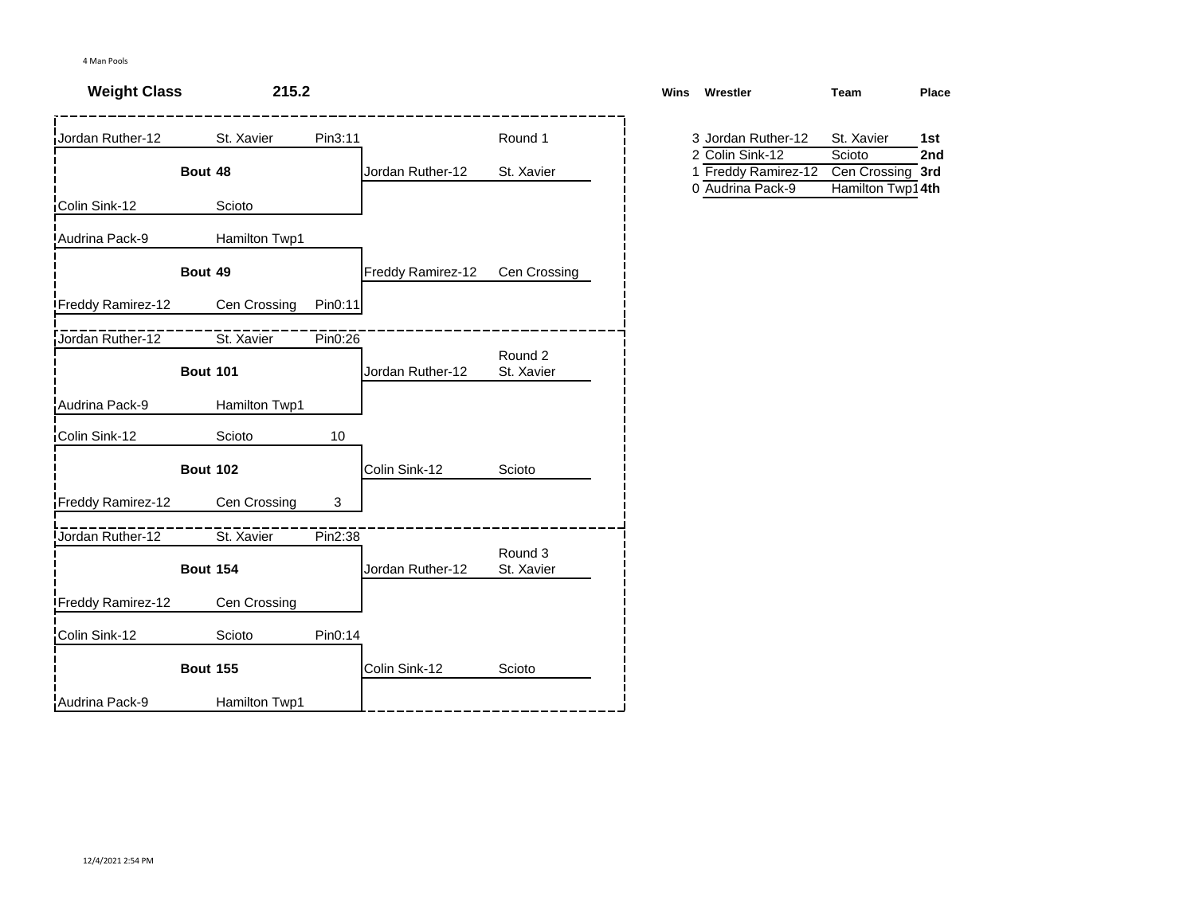4 Man Pools

**Weight Class** **215.2**

| Wrestler | Team | Result | Bout | Winner | Winner Team |
|---|---|---|---|---|---|
| Jordan Ruther-12 | St. Xavier | Pin3:11 | **Bout 48** (Round 1) | Jordan Ruther-12 | St. Xavier |
| Colin Sink-12 | Scioto | | | | |
| Audrina Pack-9 | Hamilton Twp1 | | **Bout 49** | Freddy Ramirez-12 | Cen Crossing |
| Freddy Ramirez-12 | Cen Crossing | Pin0:11 | | | |
| Jordan Ruther-12 | St. Xavier | Pin0:26 | **Bout 101** (Round 2) | Jordan Ruther-12 | St. Xavier |
| Audrina Pack-9 | Hamilton Twp1 | | | | |
| Colin Sink-12 | Scioto | 10 | **Bout 102** | Colin Sink-12 | Scioto |
| Freddy Ramirez-12 | Cen Crossing | 3 | | | |
| Jordan Ruther-12 | St. Xavier | Pin2:38 | **Bout 154** (Round 3) | Jordan Ruther-12 | St. Xavier |
| Freddy Ramirez-12 | Cen Crossing | | | | |
| Colin Sink-12 | Scioto | Pin0:14 | **Bout 155** | Colin Sink-12 | Scioto |
| Audrina Pack-9 | Hamilton Twp1 | | | | |

| Wins | Wrestler | Team | Place |
|---|---|---|---|
| 3 | Jordan Ruther-12 | St. Xavier | **1st** |
| 2 | Colin Sink-12 | Scioto | **2nd** |
| 1 | Freddy Ramirez-12 | Cen Crossing | **3rd** |
| 0 | Audrina Pack-9 | Hamilton Twp1 | **4th** |

12/4/2021 2:54 PM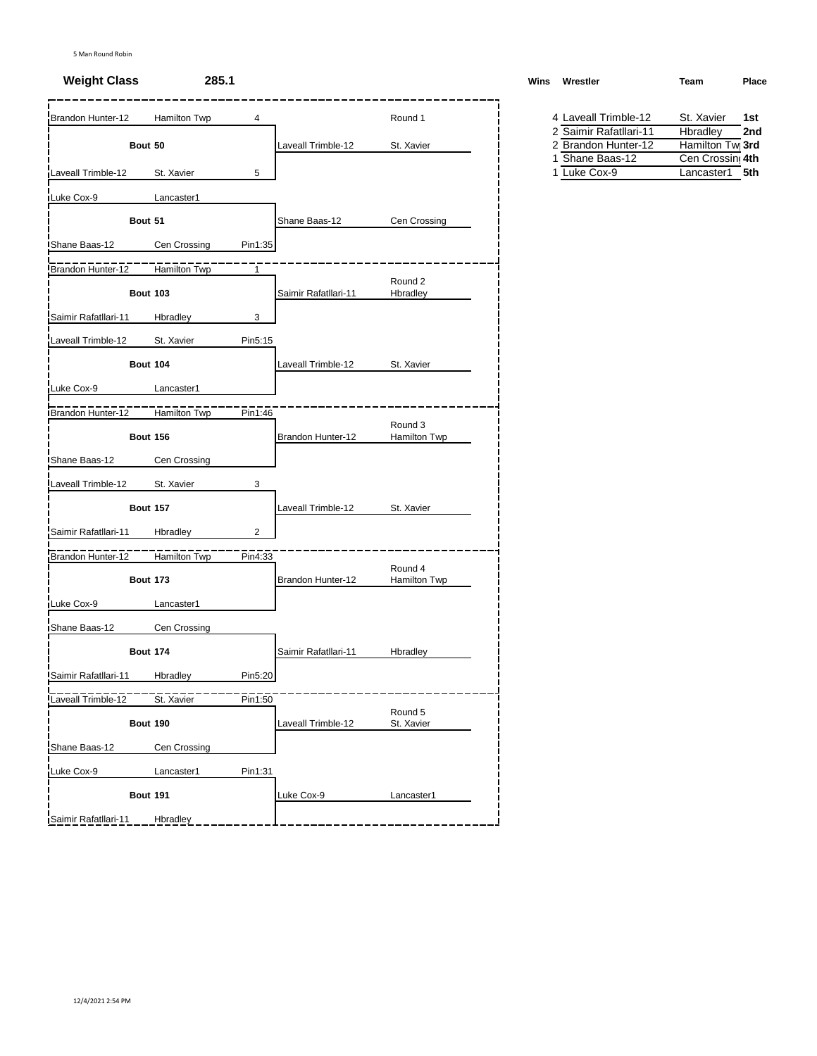5 Man Round Robin

**Weight Class** **285.1**

### Round 1

| Bout | Wrestler 1 | Team | Score | Wrestler 2 | Team | Score | Winner | Winner Team |
|---|---|---|---|---|---|---|---|---|
| Bout 50 | Brandon Hunter-12 | Hamilton Twp | 4 | Laveall Trimble-12 | St. Xavier | 5 | Laveall Trimble-12 | St. Xavier |
| Bout 51 | Luke Cox-9 | Lancaster1 | | Shane Baas-12 | Cen Crossing | Pin1:35 | Shane Baas-12 | Cen Crossing |

### Round 2

| Bout | Wrestler 1 | Team | Score | Wrestler 2 | Team | Score | Winner | Winner Team |
|---|---|---|---|---|---|---|---|---|
| Bout 103 | Brandon Hunter-12 | Hamilton Twp | 1 | Saimir Rafatllari-11 | Hbradley | 3 | Saimir Rafatllari-11 | Hbradley |
| Bout 104 | Laveall Trimble-12 | St. Xavier | Pin5:15 | Luke Cox-9 | Lancaster1 | | Laveall Trimble-12 | St. Xavier |

### Round 3

| Bout | Wrestler 1 | Team | Score | Wrestler 2 | Team | Score | Winner | Winner Team |
|---|---|---|---|---|---|---|---|---|
| Bout 156 | Brandon Hunter-12 | Hamilton Twp | Pin1:46 | Shane Baas-12 | Cen Crossing | | Brandon Hunter-12 | Hamilton Twp |
| Bout 157 | Laveall Trimble-12 | St. Xavier | 3 | Saimir Rafatllari-11 | Hbradley | 2 | Laveall Trimble-12 | St. Xavier |

### Round 4

| Bout | Wrestler 1 | Team | Score | Wrestler 2 | Team | Score | Winner | Winner Team |
|---|---|---|---|---|---|---|---|---|
| Bout 173 | Brandon Hunter-12 | Hamilton Twp | Pin4:33 | Luke Cox-9 | Lancaster1 | | Brandon Hunter-12 | Hamilton Twp |
| Bout 174 | Shane Baas-12 | Cen Crossing | | Saimir Rafatllari-11 | Hbradley | Pin5:20 | Saimir Rafatllari-11 | Hbradley |

### Round 5

| Bout | Wrestler 1 | Team | Score | Wrestler 2 | Team | Score | Winner | Winner Team |
|---|---|---|---|---|---|---|---|---|
| Bout 190 | Laveall Trimble-12 | St. Xavier | Pin1:50 | Shane Baas-12 | Cen Crossing | | Laveall Trimble-12 | St. Xavier |
| Bout 191 | Luke Cox-9 | Lancaster1 | Pin1:31 | Saimir Rafatllari-11 | Hbradley | | Luke Cox-9 | Lancaster1 |

### Standings

| Wins | Wrestler | Team | Place |
|---|---|---|---|
| 4 | Laveall Trimble-12 | St. Xavier | 1st |
| 2 | Saimir Rafatllari-11 | Hbradley | 2nd |
| 2 | Brandon Hunter-12 | Hamilton Tw | 3rd |
| 1 | Shane Baas-12 | Cen Crossin | 4th |
| 1 | Luke Cox-9 | Lancaster1 | 5th |

12/4/2021 2:54 PM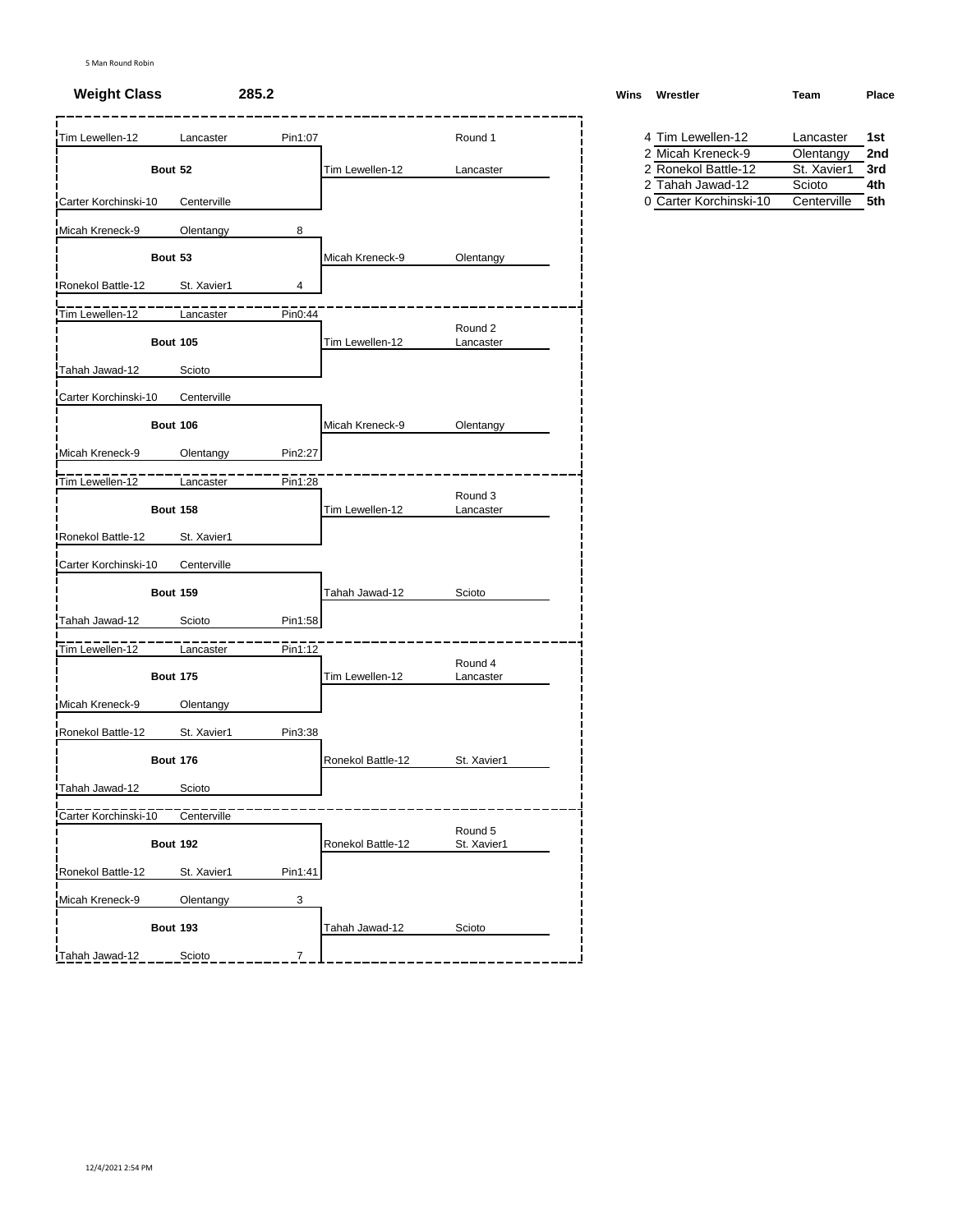5 Man Round Robin

**Weight Class** **285.2**

## Round 1

**Bout 52**

| Wrestler | Team | Result |
|---|---|---|
| Tim Lewellen-12 | Lancaster | Pin1:07 |
| Carter Korchinski-10 | Centerville | |

Winner: Tim Lewellen-12 — Lancaster

**Bout 53**

| Wrestler | Team | Result |
|---|---|---|
| Micah Kreneck-9 | Olentangy | 8 |
| Ronekol Battle-12 | St. Xavier1 | 4 |

Winner: Micah Kreneck-9 — Olentangy

## Round 2

**Bout 105**

| Wrestler | Team | Result |
|---|---|---|
| Tim Lewellen-12 | Lancaster | Pin0:44 |
| Tahah Jawad-12 | Scioto | |

Winner: Tim Lewellen-12 — Lancaster

**Bout 106**

| Wrestler | Team | Result |
|---|---|---|
| Carter Korchinski-10 | Centerville | |
| Micah Kreneck-9 | Olentangy | Pin2:27 |

Winner: Micah Kreneck-9 — Olentangy

## Round 3

**Bout 158**

| Wrestler | Team | Result |
|---|---|---|
| Tim Lewellen-12 | Lancaster | Pin1:28 |
| Ronekol Battle-12 | St. Xavier1 | |

Winner: Tim Lewellen-12 — Lancaster

**Bout 159**

| Wrestler | Team | Result |
|---|---|---|
| Carter Korchinski-10 | Centerville | |
| Tahah Jawad-12 | Scioto | Pin1:58 |

Winner: Tahah Jawad-12 — Scioto

## Round 4

**Bout 175**

| Wrestler | Team | Result |
|---|---|---|
| Tim Lewellen-12 | Lancaster | Pin1:12 |
| Micah Kreneck-9 | Olentangy | |

Winner: Tim Lewellen-12 — Lancaster

**Bout 176**

| Wrestler | Team | Result |
|---|---|---|
| Ronekol Battle-12 | St. Xavier1 | Pin3:38 |
| Tahah Jawad-12 | Scioto | |

Winner: Ronekol Battle-12 — St. Xavier1

## Round 5

**Bout 192**

| Wrestler | Team | Result |
|---|---|---|
| Carter Korchinski-10 | Centerville | |
| Ronekol Battle-12 | St. Xavier1 | Pin1:41 |

Winner: Ronekol Battle-12 — St. Xavier1

**Bout 193**

| Wrestler | Team | Result |
|---|---|---|
| Micah Kreneck-9 | Olentangy | 3 |
| Tahah Jawad-12 | Scioto | 7 |

Winner: Tahah Jawad-12 — Scioto

## Standings

| Wins | Wrestler | Team | Place |
|---|---|---|---|
| 4 | Tim Lewellen-12 | Lancaster | **1st** |
| 2 | Micah Kreneck-9 | Olentangy | **2nd** |
| 2 | Ronekol Battle-12 | St. Xavier1 | **3rd** |
| 2 | Tahah Jawad-12 | Scioto | **4th** |
| 0 | Carter Korchinski-10 | Centerville | **5th** |

12/4/2021 2:54 PM